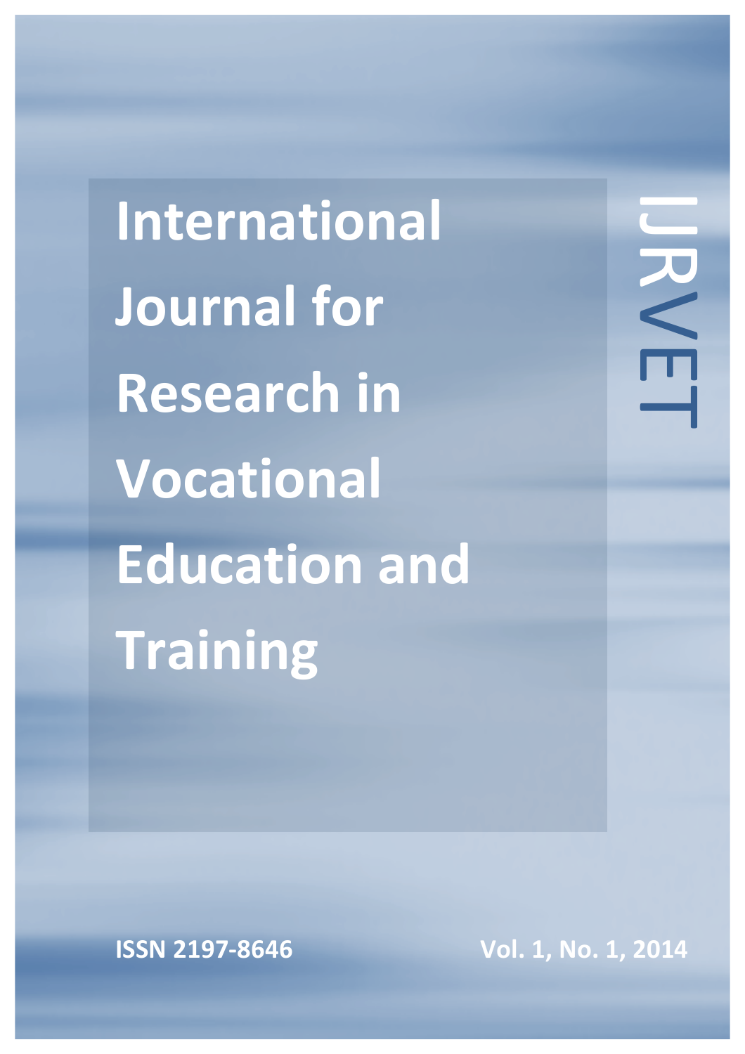# International Journal for Research in Vocational Education and Training

IJRVET

ISSN 2197-8646

Vol. 1, No. 1, 2014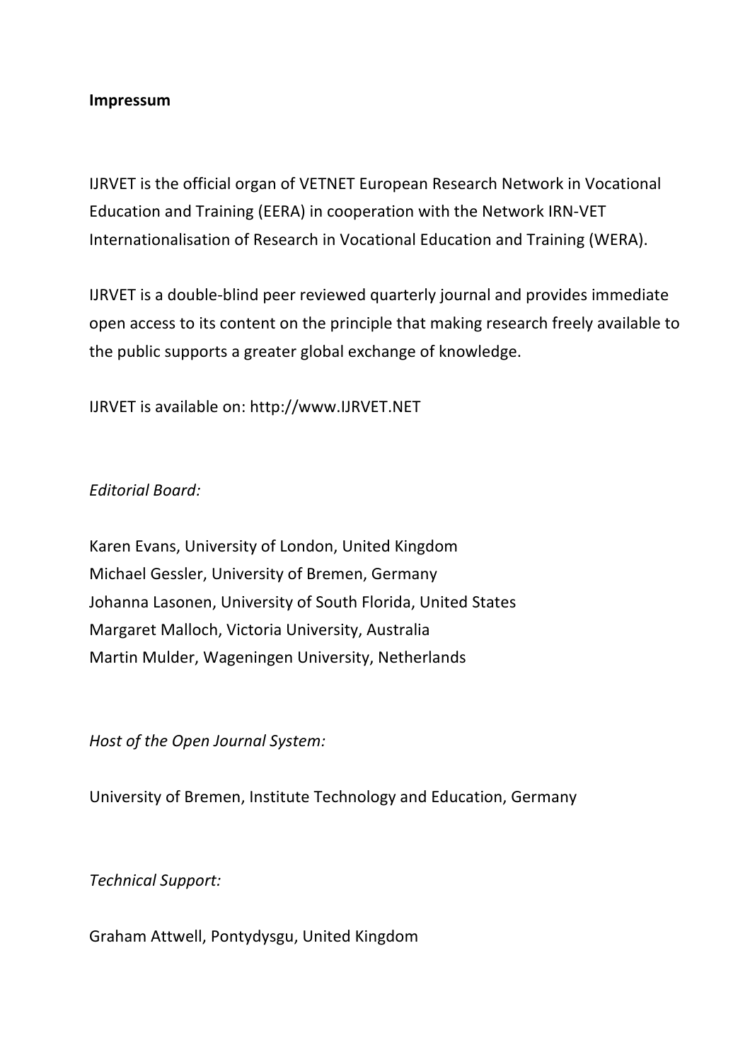**Impressum**

IJRVET is the official organ of VETNET European Research Network in Vocational Education and Training (EERA) in cooperation with the Network IRN-VET Internationalisation of Research in Vocational Education and Training (WERA).

IJRVET is a double-blind peer reviewed quarterly journal and provides immediate open access to its content on the principle that making research freely available to the public supports a greater global exchange of knowledge.

IJRVET is available on: http://www.IJRVET.NET

*Editorial Board:*

Karen Evans, University of London, United Kingdom  
Michael Gessler, University of Bremen, Germany  
Johanna Lasonen, University of South Florida, United States  
Margaret Malloch, Victoria University, Australia  
Martin Mulder, Wageningen University, Netherlands

*Host of the Open Journal System:*

University of Bremen, Institute Technology and Education, Germany

*Technical Support:*

Graham Attwell, Pontydysgu, United Kingdom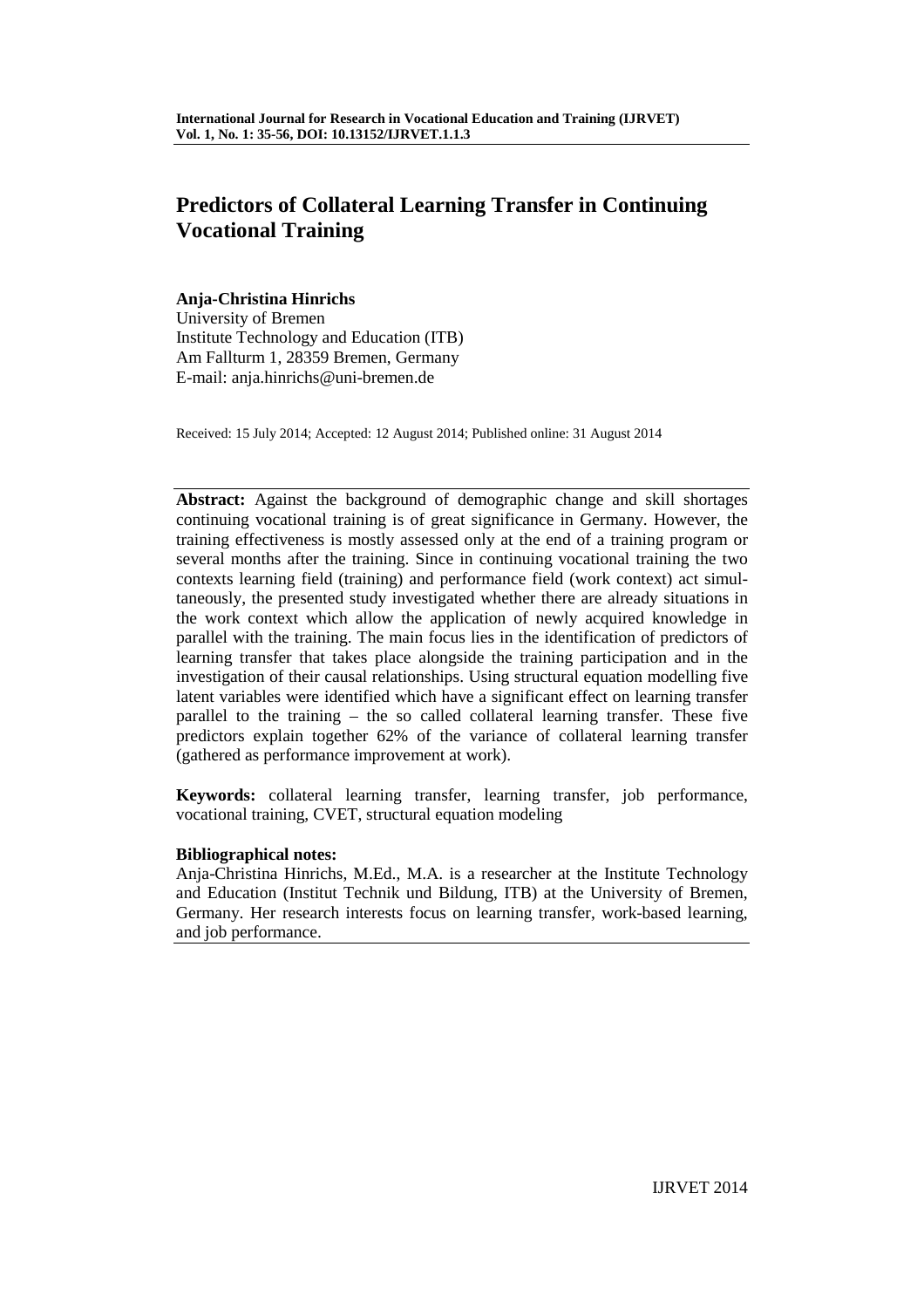# Predictors of Collateral Learning Transfer in Continuing Vocational Training

**Anja-Christina Hinrichs**
University of Bremen
Institute Technology and Education (ITB)
Am Fallturm 1, 28359 Bremen, Germany
E-mail: anja.hinrichs@uni-bremen.de

Received: 15 July 2014; Accepted: 12 August 2014; Published online: 31 August 2014

**Abstract:** Against the background of demographic change and skill shortages continuing vocational training is of great significance in Germany. However, the training effectiveness is mostly assessed only at the end of a training program or several months after the training. Since in continuing vocational training the two contexts learning field (training) and performance field (work context) act simultaneously, the presented study investigated whether there are already situations in the work context which allow the application of newly acquired knowledge in parallel with the training. The main focus lies in the identification of predictors of learning transfer that takes place alongside the training participation and in the investigation of their causal relationships. Using structural equation modelling five latent variables were identified which have a significant effect on learning transfer parallel to the training – the so called collateral learning transfer. These five predictors explain together 62% of the variance of collateral learning transfer (gathered as performance improvement at work).

**Keywords:** collateral learning transfer, learning transfer, job performance, vocational training, CVET, structural equation modeling

**Bibliographical notes:**
Anja-Christina Hinrichs, M.Ed., M.A. is a researcher at the Institute Technology and Education (Institut Technik und Bildung, ITB) at the University of Bremen, Germany. Her research interests focus on learning transfer, work-based learning, and job performance.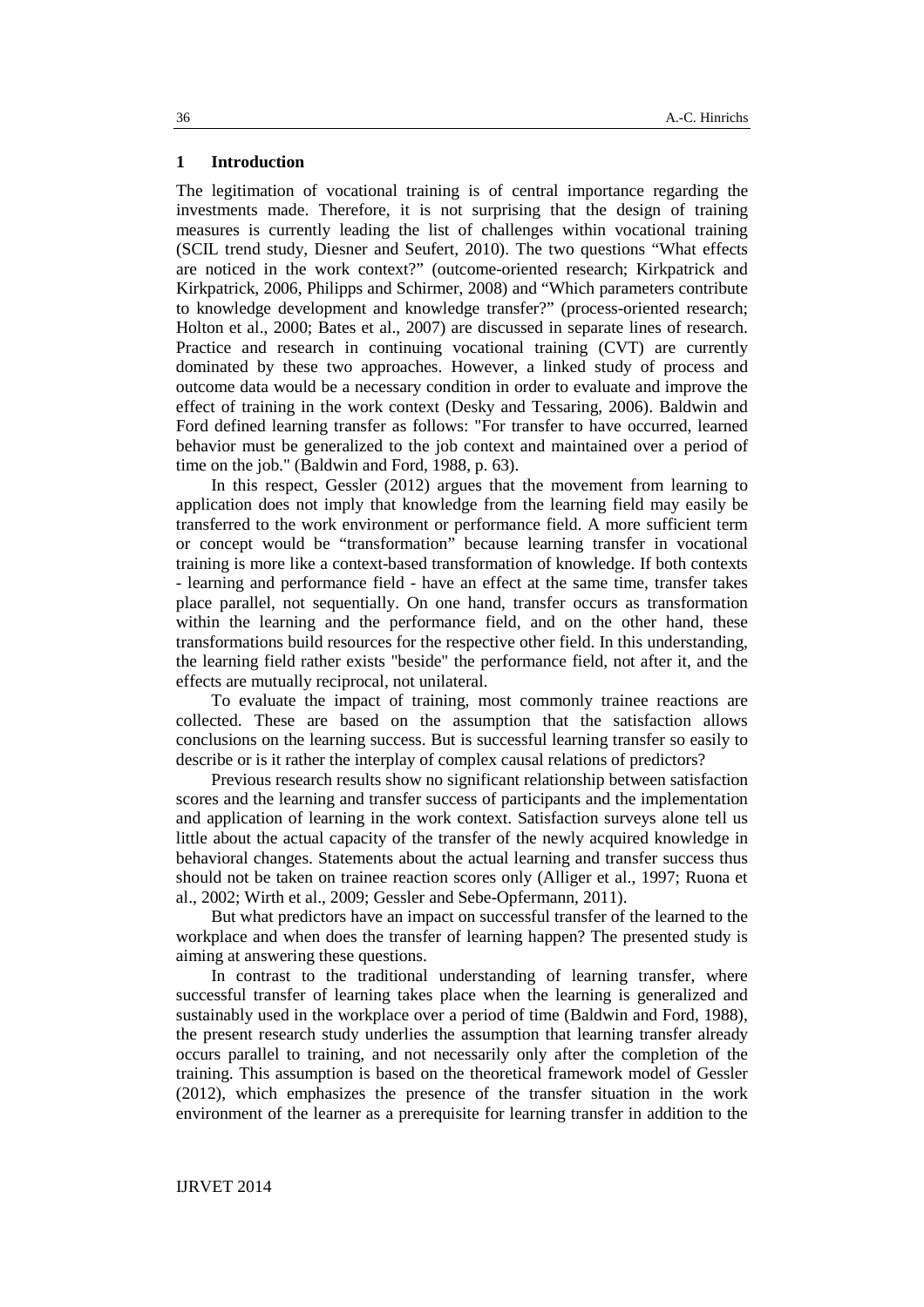## 1 Introduction

The legitimation of vocational training is of central importance regarding the investments made. Therefore, it is not surprising that the design of training measures is currently leading the list of challenges within vocational training (SCIL trend study, Diesner and Seufert, 2010). The two questions "What effects are noticed in the work context?" (outcome-oriented research; Kirkpatrick and Kirkpatrick, 2006, Philipps and Schirmer, 2008) and "Which parameters contribute to knowledge development and knowledge transfer?" (process-oriented research; Holton et al., 2000; Bates et al., 2007) are discussed in separate lines of research. Practice and research in continuing vocational training (CVT) are currently dominated by these two approaches. However, a linked study of process and outcome data would be a necessary condition in order to evaluate and improve the effect of training in the work context (Desky and Tessaring, 2006). Baldwin and Ford defined learning transfer as follows: "For transfer to have occurred, learned behavior must be generalized to the job context and maintained over a period of time on the job." (Baldwin and Ford, 1988, p. 63).

In this respect, Gessler (2012) argues that the movement from learning to application does not imply that knowledge from the learning field may easily be transferred to the work environment or performance field. A more sufficient term or concept would be "transformation" because learning transfer in vocational training is more like a context-based transformation of knowledge. If both contexts - learning and performance field - have an effect at the same time, transfer takes place parallel, not sequentially. On one hand, transfer occurs as transformation within the learning and the performance field, and on the other hand, these transformations build resources for the respective other field. In this understanding, the learning field rather exists "beside" the performance field, not after it, and the effects are mutually reciprocal, not unilateral.

To evaluate the impact of training, most commonly trainee reactions are collected. These are based on the assumption that the satisfaction allows conclusions on the learning success. But is successful learning transfer so easily to describe or is it rather the interplay of complex causal relations of predictors?

Previous research results show no significant relationship between satisfaction scores and the learning and transfer success of participants and the implementation and application of learning in the work context. Satisfaction surveys alone tell us little about the actual capacity of the transfer of the newly acquired knowledge in behavioral changes. Statements about the actual learning and transfer success thus should not be taken on trainee reaction scores only (Alliger et al., 1997; Ruona et al., 2002; Wirth et al., 2009; Gessler and Sebe-Opfermann, 2011).

But what predictors have an impact on successful transfer of the learned to the workplace and when does the transfer of learning happen? The presented study is aiming at answering these questions.

In contrast to the traditional understanding of learning transfer, where successful transfer of learning takes place when the learning is generalized and sustainably used in the workplace over a period of time (Baldwin and Ford, 1988), the present research study underlies the assumption that learning transfer already occurs parallel to training, and not necessarily only after the completion of the training. This assumption is based on the theoretical framework model of Gessler (2012), which emphasizes the presence of the transfer situation in the work environment of the learner as a prerequisite for learning transfer in addition to the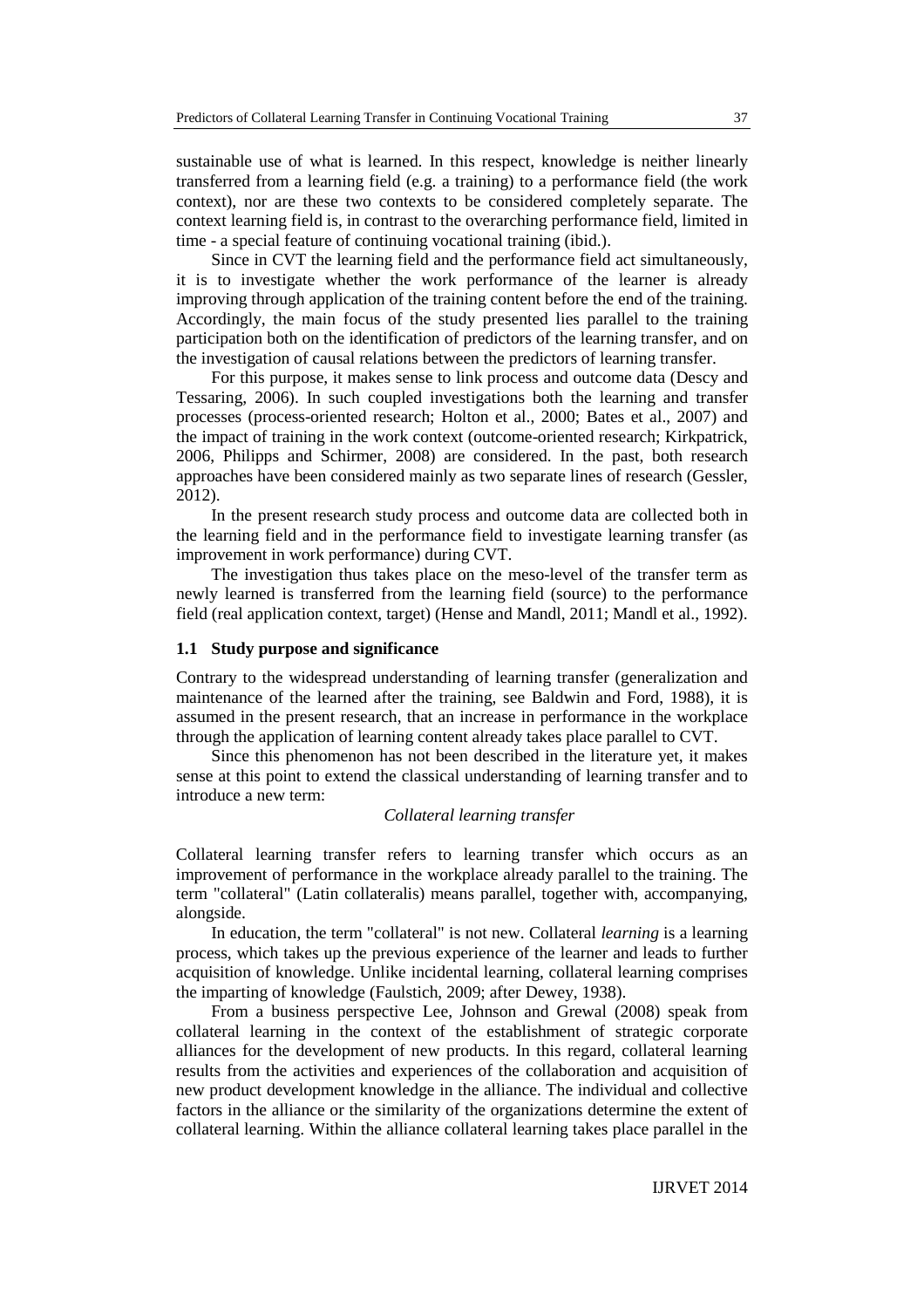sustainable use of what is learned. In this respect, knowledge is neither linearly transferred from a learning field (e.g. a training) to a performance field (the work context), nor are these two contexts to be considered completely separate. The context learning field is, in contrast to the overarching performance field, limited in time - a special feature of continuing vocational training (ibid.).

Since in CVT the learning field and the performance field act simultaneously, it is to investigate whether the work performance of the learner is already improving through application of the training content before the end of the training. Accordingly, the main focus of the study presented lies parallel to the training participation both on the identification of predictors of the learning transfer, and on the investigation of causal relations between the predictors of learning transfer.

For this purpose, it makes sense to link process and outcome data (Descy and Tessaring, 2006). In such coupled investigations both the learning and transfer processes (process-oriented research; Holton et al., 2000; Bates et al., 2007) and the impact of training in the work context (outcome-oriented research; Kirkpatrick, 2006, Philipps and Schirmer, 2008) are considered. In the past, both research approaches have been considered mainly as two separate lines of research (Gessler, 2012).

In the present research study process and outcome data are collected both in the learning field and in the performance field to investigate learning transfer (as improvement in work performance) during CVT.

The investigation thus takes place on the meso-level of the transfer term as newly learned is transferred from the learning field (source) to the performance field (real application context, target) (Hense and Mandl, 2011; Mandl et al., 1992).

### 1.1 Study purpose and significance

Contrary to the widespread understanding of learning transfer (generalization and maintenance of the learned after the training, see Baldwin and Ford, 1988), it is assumed in the present research, that an increase in performance in the workplace through the application of learning content already takes place parallel to CVT.

Since this phenomenon has not been described in the literature yet, it makes sense at this point to extend the classical understanding of learning transfer and to introduce a new term:

*Collateral learning transfer*

Collateral learning transfer refers to learning transfer which occurs as an improvement of performance in the workplace already parallel to the training. The term "collateral" (Latin collateralis) means parallel, together with, accompanying, alongside.

In education, the term "collateral" is not new. Collateral *learning* is a learning process, which takes up the previous experience of the learner and leads to further acquisition of knowledge. Unlike incidental learning, collateral learning comprises the imparting of knowledge (Faulstich, 2009; after Dewey, 1938).

From a business perspective Lee, Johnson and Grewal (2008) speak from collateral learning in the context of the establishment of strategic corporate alliances for the development of new products. In this regard, collateral learning results from the activities and experiences of the collaboration and acquisition of new product development knowledge in the alliance. The individual and collective factors in the alliance or the similarity of the organizations determine the extent of collateral learning. Within the alliance collateral learning takes place parallel in the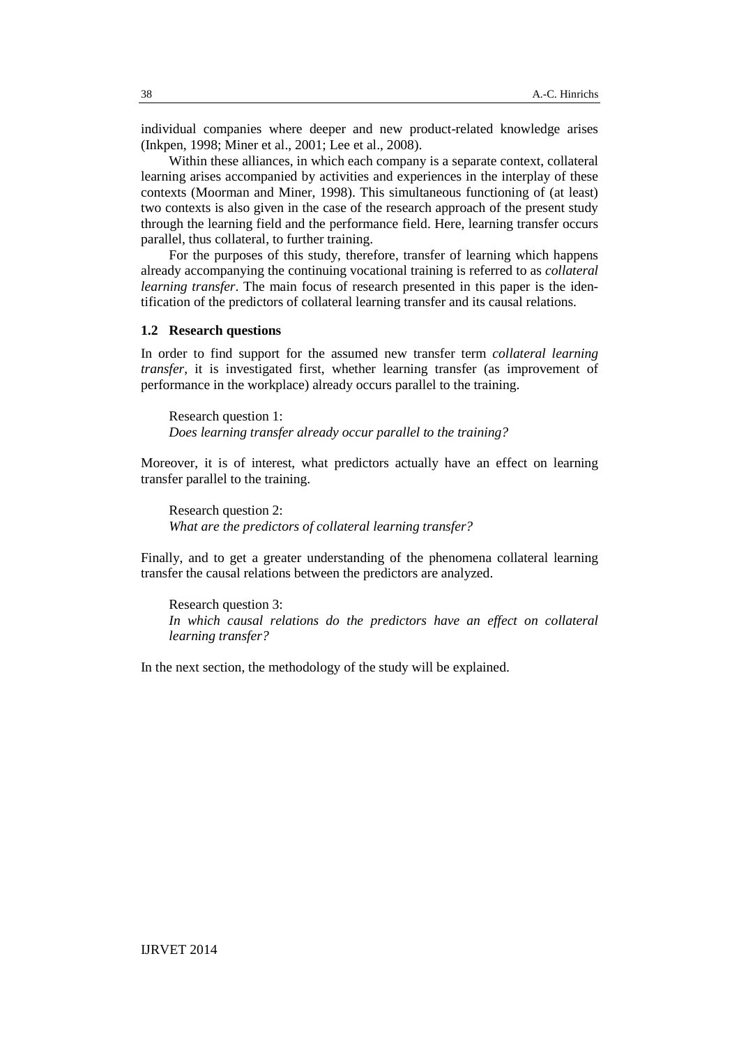individual companies where deeper and new product-related knowledge arises (Inkpen, 1998; Miner et al., 2001; Lee et al., 2008).

Within these alliances, in which each company is a separate context, collateral learning arises accompanied by activities and experiences in the interplay of these contexts (Moorman and Miner, 1998). This simultaneous functioning of (at least) two contexts is also given in the case of the research approach of the present study through the learning field and the performance field. Here, learning transfer occurs parallel, thus collateral, to further training.

For the purposes of this study, therefore, transfer of learning which happens already accompanying the continuing vocational training is referred to as *collateral learning transfer*. The main focus of research presented in this paper is the identification of the predictors of collateral learning transfer and its causal relations.

### 1.2 Research questions

In order to find support for the assumed new transfer term *collateral learning transfer*, it is investigated first, whether learning transfer (as improvement of performance in the workplace) already occurs parallel to the training.

> Research question 1:
> *Does learning transfer already occur parallel to the training?*

Moreover, it is of interest, what predictors actually have an effect on learning transfer parallel to the training.

> Research question 2:
> *What are the predictors of collateral learning transfer?*

Finally, and to get a greater understanding of the phenomena collateral learning transfer the causal relations between the predictors are analyzed.

> Research question 3:
> *In which causal relations do the predictors have an effect on collateral learning transfer?*

In the next section, the methodology of the study will be explained.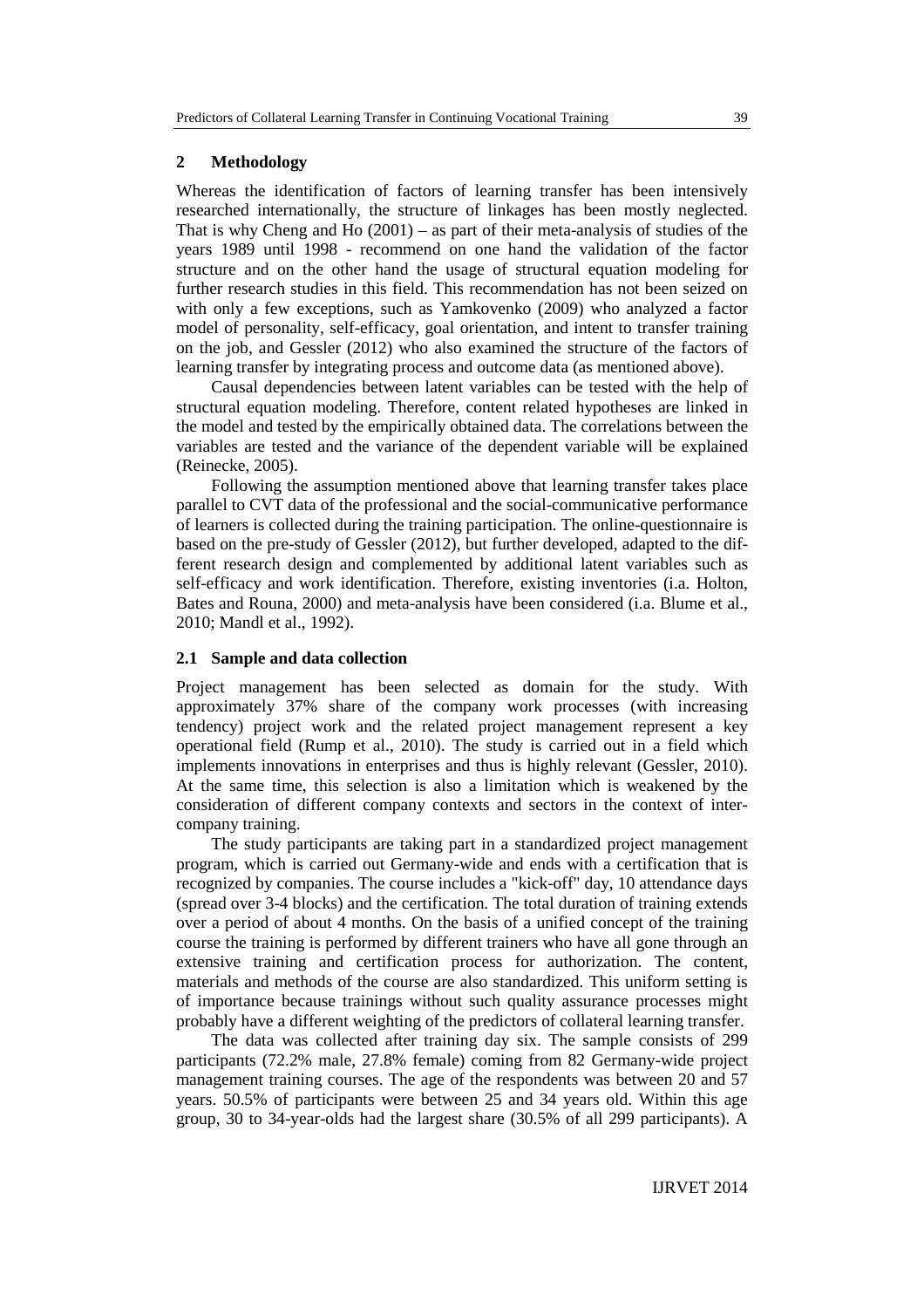## 2 Methodology

Whereas the identification of factors of learning transfer has been intensively researched internationally, the structure of linkages has been mostly neglected. That is why Cheng and Ho (2001) – as part of their meta-analysis of studies of the years 1989 until 1998 - recommend on one hand the validation of the factor structure and on the other hand the usage of structural equation modeling for further research studies in this field. This recommendation has not been seized on with only a few exceptions, such as Yamkovenko (2009) who analyzed a factor model of personality, self-efficacy, goal orientation, and intent to transfer training on the job, and Gessler (2012) who also examined the structure of the factors of learning transfer by integrating process and outcome data (as mentioned above).

Causal dependencies between latent variables can be tested with the help of structural equation modeling. Therefore, content related hypotheses are linked in the model and tested by the empirically obtained data. The correlations between the variables are tested and the variance of the dependent variable will be explained (Reinecke, 2005).

Following the assumption mentioned above that learning transfer takes place parallel to CVT data of the professional and the social-communicative performance of learners is collected during the training participation. The online-questionnaire is based on the pre-study of Gessler (2012), but further developed, adapted to the different research design and complemented by additional latent variables such as self-efficacy and work identification. Therefore, existing inventories (i.a. Holton, Bates and Rouna, 2000) and meta-analysis have been considered (i.a. Blume et al., 2010; Mandl et al., 1992).

### 2.1 Sample and data collection

Project management has been selected as domain for the study. With approximately 37% share of the company work processes (with increasing tendency) project work and the related project management represent a key operational field (Rump et al., 2010). The study is carried out in a field which implements innovations in enterprises and thus is highly relevant (Gessler, 2010). At the same time, this selection is also a limitation which is weakened by the consideration of different company contexts and sectors in the context of inter-company training.

The study participants are taking part in a standardized project management program, which is carried out Germany-wide and ends with a certification that is recognized by companies. The course includes a "kick-off" day, 10 attendance days (spread over 3-4 blocks) and the certification. The total duration of training extends over a period of about 4 months. On the basis of a unified concept of the training course the training is performed by different trainers who have all gone through an extensive training and certification process for authorization. The content, materials and methods of the course are also standardized. This uniform setting is of importance because trainings without such quality assurance processes might probably have a different weighting of the predictors of collateral learning transfer.

The data was collected after training day six. The sample consists of 299 participants (72.2% male, 27.8% female) coming from 82 Germany-wide project management training courses. The age of the respondents was between 20 and 57 years. 50.5% of participants were between 25 and 34 years old. Within this age group, 30 to 34-year-olds had the largest share (30.5% of all 299 participants). A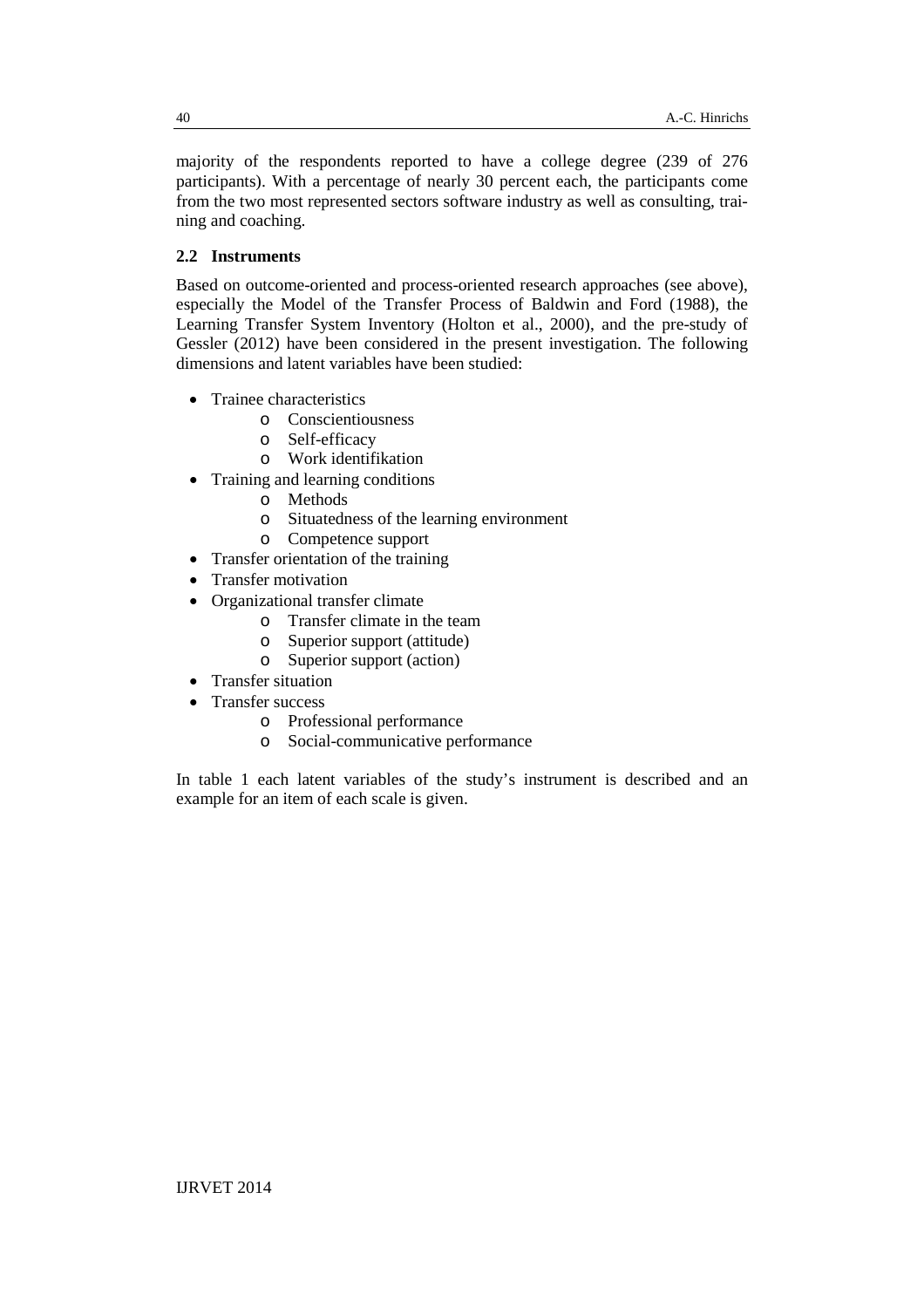majority of the respondents reported to have a college degree (239 of 276 participants). With a percentage of nearly 30 percent each, the participants come from the two most represented sectors software industry as well as consulting, training and coaching.

### 2.2 Instruments

Based on outcome-oriented and process-oriented research approaches (see above), especially the Model of the Transfer Process of Baldwin and Ford (1988), the Learning Transfer System Inventory (Holton et al., 2000), and the pre-study of Gessler (2012) have been considered in the present investigation. The following dimensions and latent variables have been studied:

- Trainee characteristics
    - Conscientiousness
    - Self-efficacy
    - Work identifikation
- Training and learning conditions
    - Methods
    - Situatedness of the learning environment
    - Competence support
- Transfer orientation of the training
- Transfer motivation
- Organizational transfer climate
    - Transfer climate in the team
    - Superior support (attitude)
    - Superior support (action)
- Transfer situation
- Transfer success
    - Professional performance
    - Social-communicative performance

In table 1 each latent variables of the study's instrument is described and an example for an item of each scale is given.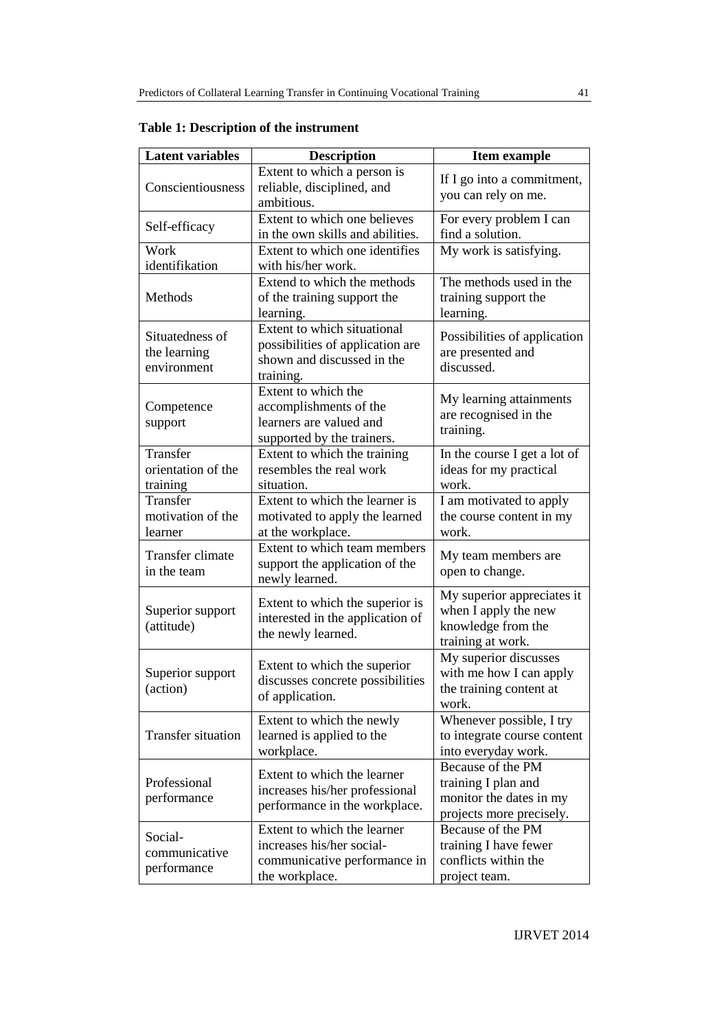**Table 1: Description of the instrument**

| Latent variables | Description | Item example |
|---|---|---|
| Conscientiousness | Extent to which a person is reliable, disciplined, and ambitious. | If I go into a commitment, you can rely on me. |
| Self-efficacy | Extent to which one believes in the own skills and abilities. | For every problem I can find a solution. |
| Work identifikation | Extent to which one identifies with his/her work. | My work is satisfying. |
| Methods | Extend to which the methods of the training support the learning. | The methods used in the training support the learning. |
| Situatedness of the learning environment | Extent to which situational possibilities of application are shown and discussed in the training. | Possibilities of application are presented and discussed. |
| Competence support | Extent to which the accomplishments of the learners are valued and supported by the trainers. | My learning attainments are recognised in the training. |
| Transfer orientation of the training | Extent to which the training resembles the real work situation. | In the course I get a lot of ideas for my practical work. |
| Transfer motivation of the learner | Extent to which the learner is motivated to apply the learned at the workplace. | I am motivated to apply the course content in my work. |
| Transfer climate in the team | Extent to which team members support the application of the newly learned. | My team members are open to change. |
| Superior support (attitude) | Extent to which the superior is interested in the application of the newly learned. | My superior appreciates it when I apply the new knowledge from the training at work. |
| Superior support (action) | Extent to which the superior discusses concrete possibilities of application. | My superior discusses with me how I can apply the training content at work. |
| Transfer situation | Extent to which the newly learned is applied to the workplace. | Whenever possible, I try to integrate course content into everyday work. |
| Professional performance | Extent to which the learner increases his/her professional performance in the workplace. | Because of the PM training I plan and monitor the dates in my projects more precisely. |
| Social-communicative performance | Extent to which the learner increases his/her social-communicative performance in the workplace. | Because of the PM training I have fewer conflicts within the project team. |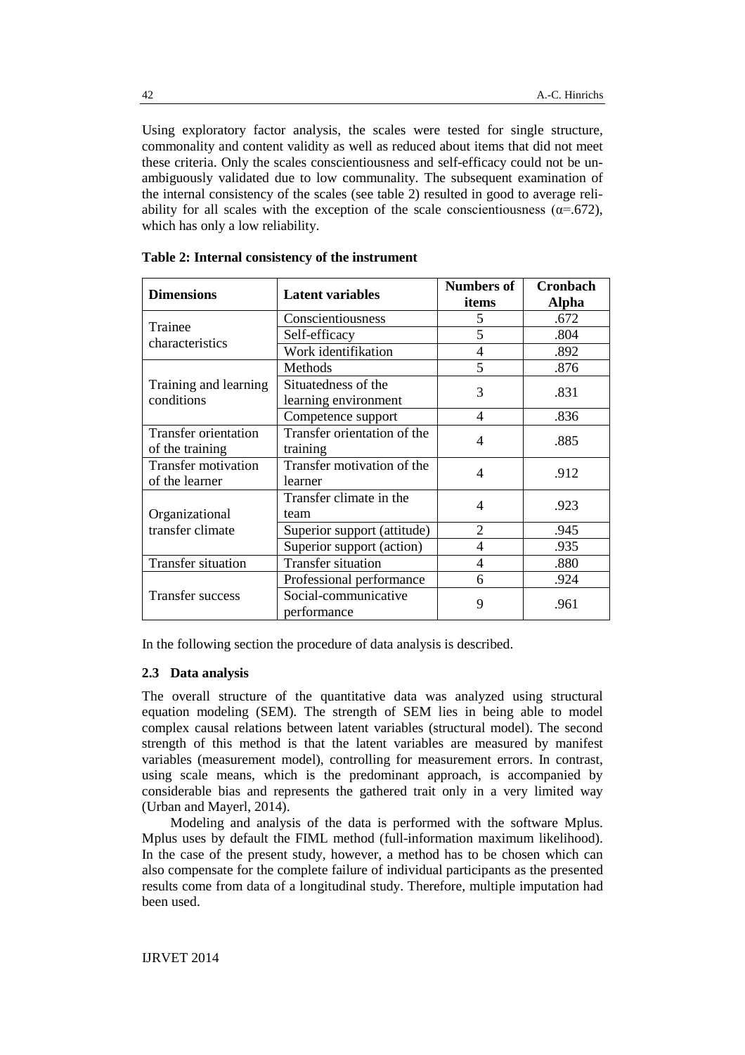Using exploratory factor analysis, the scales were tested for single structure, commonality and content validity as well as reduced about items that did not meet these criteria. Only the scales conscientiousness and self-efficacy could not be unambiguously validated due to low communality. The subsequent examination of the internal consistency of the scales (see table 2) resulted in good to average reliability for all scales with the exception of the scale conscientiousness ($\alpha$=.672), which has only a low reliability.

**Table 2: Internal consistency of the instrument**

| Dimensions | Latent variables | Numbers of items | Cronbach Alpha |
|---|---|---|---|
| Trainee characteristics | Conscientiousness | 5 | .672 |
| | Self-efficacy | 5 | .804 |
| | Work identifikation | 4 | .892 |
| Training and learning conditions | Methods | 5 | .876 |
| | Situatedness of the learning environment | 3 | .831 |
| | Competence support | 4 | .836 |
| Transfer orientation of the training | Transfer orientation of the training | 4 | .885 |
| Transfer motivation of the learner | Transfer motivation of the learner | 4 | .912 |
| Organizational transfer climate | Transfer climate in the team | 4 | .923 |
| | Superior support (attitude) | 2 | .945 |
| | Superior support (action) | 4 | .935 |
| Transfer situation | Transfer situation | 4 | .880 |
| Transfer success | Professional performance | 6 | .924 |
| | Social-communicative performance | 9 | .961 |

In the following section the procedure of data analysis is described.

### 2.3 Data analysis

The overall structure of the quantitative data was analyzed using structural equation modeling (SEM). The strength of SEM lies in being able to model complex causal relations between latent variables (structural model). The second strength of this method is that the latent variables are measured by manifest variables (measurement model), controlling for measurement errors. In contrast, using scale means, which is the predominant approach, is accompanied by considerable bias and represents the gathered trait only in a very limited way (Urban and Mayerl, 2014).

Modeling and analysis of the data is performed with the software Mplus. Mplus uses by default the FIML method (full-information maximum likelihood). In the case of the present study, however, a method has to be chosen which can also compensate for the complete failure of individual participants as the presented results come from data of a longitudinal study. Therefore, multiple imputation had been used.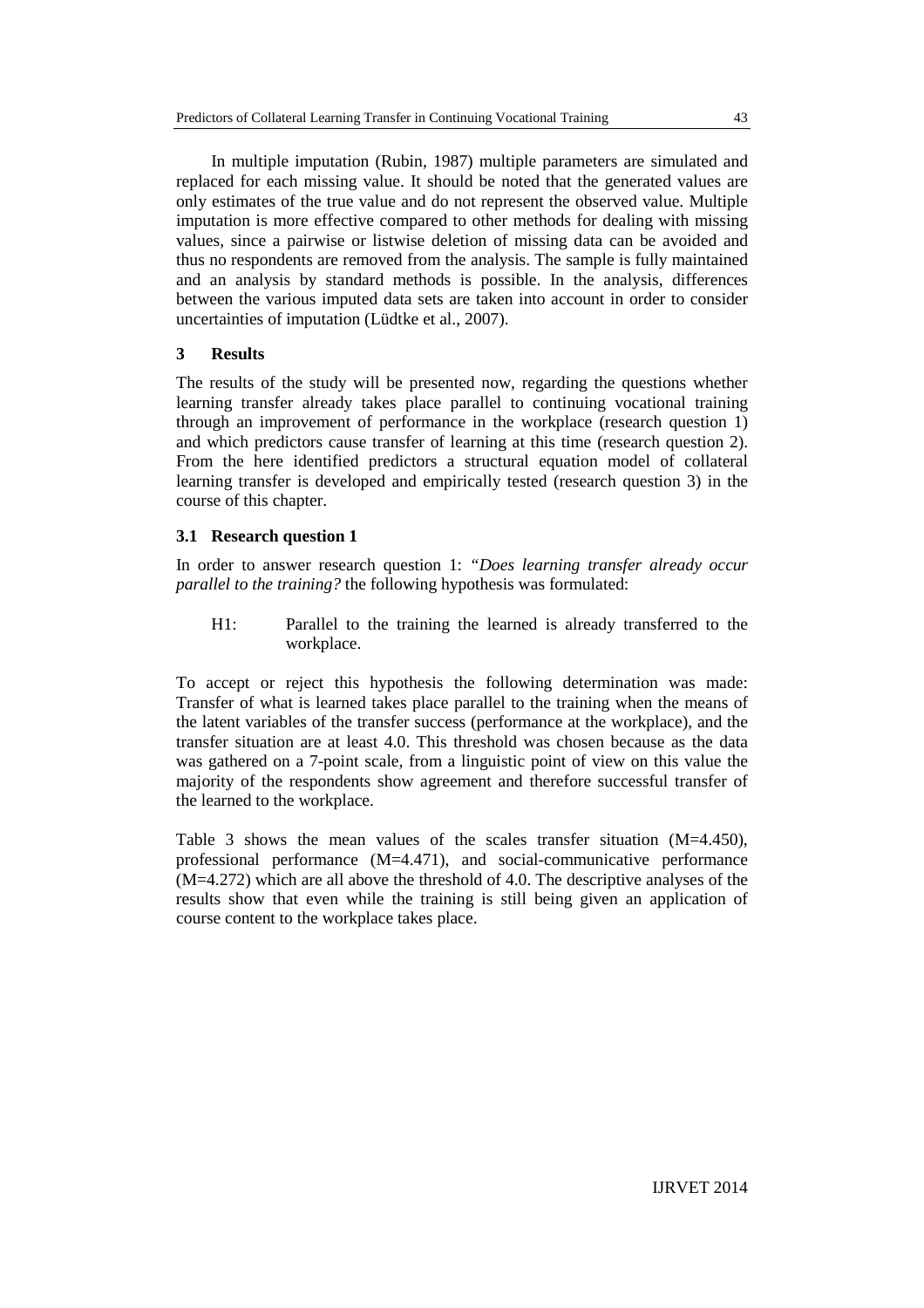In multiple imputation (Rubin, 1987) multiple parameters are simulated and replaced for each missing value. It should be noted that the generated values are only estimates of the true value and do not represent the observed value. Multiple imputation is more effective compared to other methods for dealing with missing values, since a pairwise or listwise deletion of missing data can be avoided and thus no respondents are removed from the analysis. The sample is fully maintained and an analysis by standard methods is possible. In the analysis, differences between the various imputed data sets are taken into account in order to consider uncertainties of imputation (Lüdtke et al., 2007).

## 3 Results

The results of the study will be presented now, regarding the questions whether learning transfer already takes place parallel to continuing vocational training through an improvement of performance in the workplace (research question 1) and which predictors cause transfer of learning at this time (research question 2). From the here identified predictors a structural equation model of collateral learning transfer is developed and empirically tested (research question 3) in the course of this chapter.

### 3.1 Research question 1

In order to answer research question 1: "*Does learning transfer already occur parallel to the training?* the following hypothesis was formulated:

> H1: Parallel to the training the learned is already transferred to the workplace.

To accept or reject this hypothesis the following determination was made: Transfer of what is learned takes place parallel to the training when the means of the latent variables of the transfer success (performance at the workplace), and the transfer situation are at least 4.0. This threshold was chosen because as the data was gathered on a 7-point scale, from a linguistic point of view on this value the majority of the respondents show agreement and therefore successful transfer of the learned to the workplace.

Table 3 shows the mean values of the scales transfer situation (M=4.450), professional performance (M=4.471), and social-communicative performance (M=4.272) which are all above the threshold of 4.0. The descriptive analyses of the results show that even while the training is still being given an application of course content to the workplace takes place.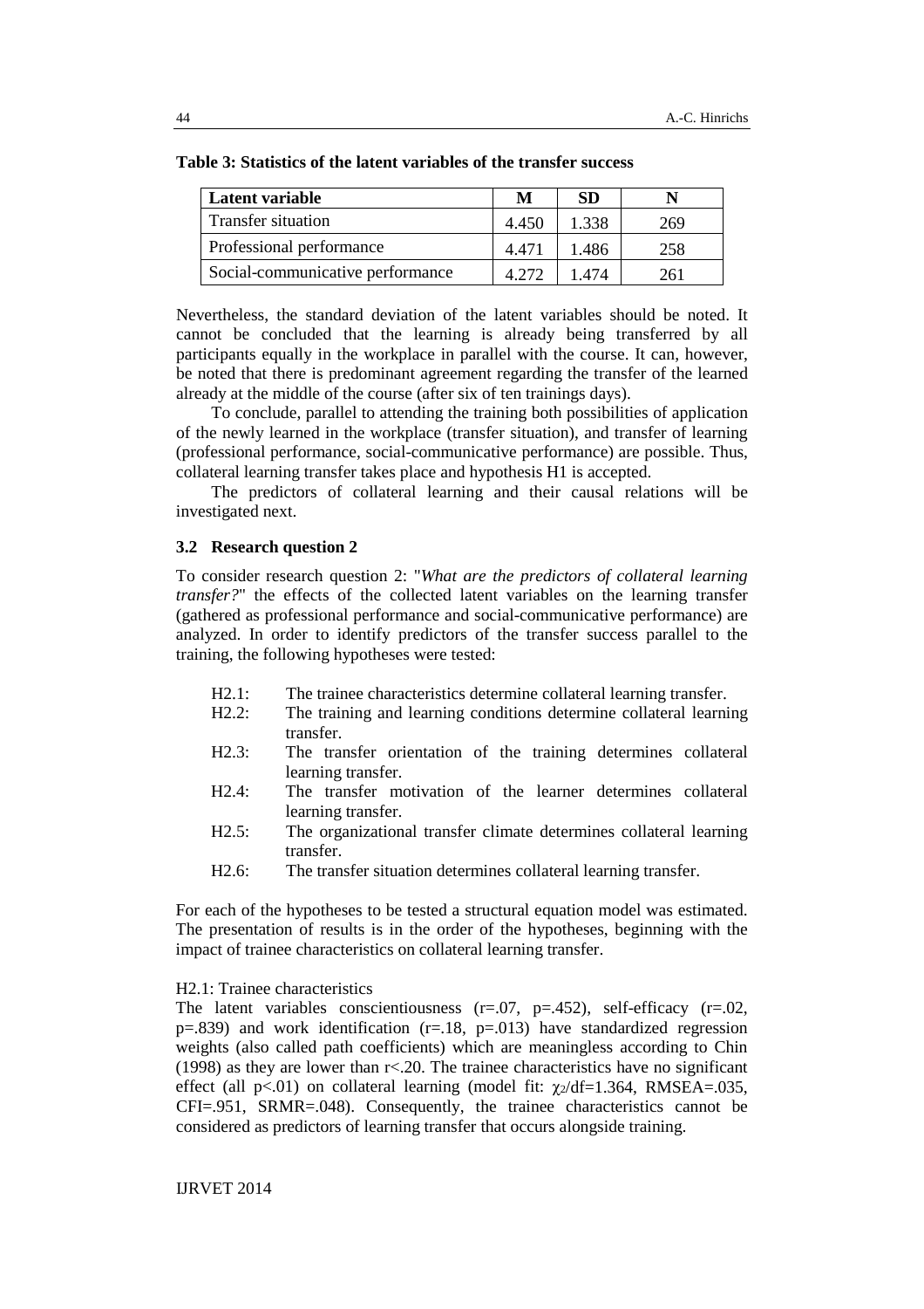**Table 3: Statistics of the latent variables of the transfer success**

| Latent variable | M | SD | N |
|---|---|---|---|
| Transfer situation | 4.450 | 1.338 | 269 |
| Professional performance | 4.471 | 1.486 | 258 |
| Social-communicative performance | 4.272 | 1.474 | 261 |

Nevertheless, the standard deviation of the latent variables should be noted. It cannot be concluded that the learning is already being transferred by all participants equally in the workplace in parallel with the course. It can, however, be noted that there is predominant agreement regarding the transfer of the learned already at the middle of the course (after six of ten trainings days).

To conclude, parallel to attending the training both possibilities of application of the newly learned in the workplace (transfer situation), and transfer of learning (professional performance, social-communicative performance) are possible. Thus, collateral learning transfer takes place and hypothesis H1 is accepted.

The predictors of collateral learning and their causal relations will be investigated next.

### 3.2 Research question 2

To consider research question 2: "*What are the predictors of collateral learning transfer?*" the effects of the collected latent variables on the learning transfer (gathered as professional performance and social-communicative performance) are analyzed. In order to identify predictors of the transfer success parallel to the training, the following hypotheses were tested:

- H2.1: The trainee characteristics determine collateral learning transfer.
- H2.2: The training and learning conditions determine collateral learning transfer.
- H2.3: The transfer orientation of the training determines collateral learning transfer.
- H2.4: The transfer motivation of the learner determines collateral learning transfer.
- H2.5: The organizational transfer climate determines collateral learning transfer.
- H2.6: The transfer situation determines collateral learning transfer.

For each of the hypotheses to be tested a structural equation model was estimated. The presentation of results is in the order of the hypotheses, beginning with the impact of trainee characteristics on collateral learning transfer.

H2.1: Trainee characteristics

The latent variables conscientiousness ($r=.07$, $p=.452$), self-efficacy ($r=.02$, $p=.839$) and work identification ($r=.18$, $p=.013$) have standardized regression weights (also called path coefficients) which are meaningless according to Chin (1998) as they are lower than $r<.20$. The trainee characteristics have no significant effect (all $p<.01$) on collateral learning (model fit: $\chi_2/df=1.364$, RMSEA=.035, CFI=.951, SRMR=.048). Consequently, the trainee characteristics cannot be considered as predictors of learning transfer that occurs alongside training.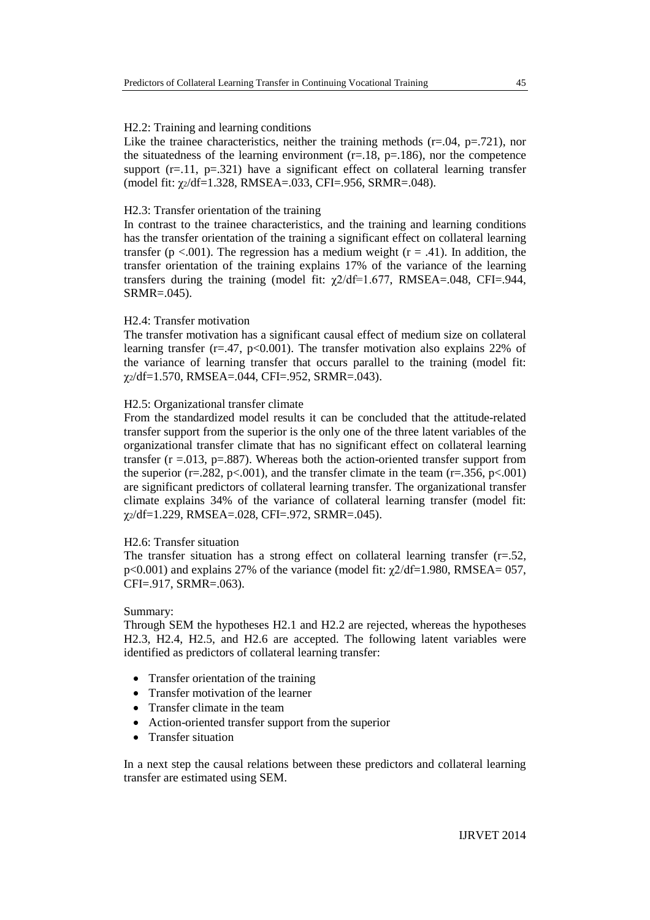H2.2: Training and learning conditions

Like the trainee characteristics, neither the training methods ($r=.04$, $p=.721$), nor the situatedness of the learning environment ($r=.18$, $p=.186$), nor the competence support ($r=.11$, $p=.321$) have a significant effect on collateral learning transfer (model fit: $\chi_2$/df=1.328, RMSEA=.033, CFI=.956, SRMR=.048).

H2.3: Transfer orientation of the training

In contrast to the trainee characteristics, and the training and learning conditions has the transfer orientation of the training a significant effect on collateral learning transfer ($p < .001$). The regression has a medium weight ($r = .41$). In addition, the transfer orientation of the training explains 17% of the variance of the learning transfers during the training (model fit: $\chi 2$/df=1.677, RMSEA=.048, CFI=.944, SRMR=.045).

H2.4: Transfer motivation

The transfer motivation has a significant causal effect of medium size on collateral learning transfer ($r=.47$, $p<0.001$). The transfer motivation also explains 22% of the variance of learning transfer that occurs parallel to the training (model fit: $\chi_2$/df=1.570, RMSEA=.044, CFI=.952, SRMR=.043).

H2.5: Organizational transfer climate

From the standardized model results it can be concluded that the attitude-related transfer support from the superior is the only one of the three latent variables of the organizational transfer climate that has no significant effect on collateral learning transfer ($r = .013$, $p=.887$). Whereas both the action-oriented transfer support from the superior ($r=.282$, $p<.001$), and the transfer climate in the team ($r=.356$, $p<.001$) are significant predictors of collateral learning transfer. The organizational transfer climate explains 34% of the variance of collateral learning transfer (model fit: $\chi_2$/df=1.229, RMSEA=.028, CFI=.972, SRMR=.045).

H2.6: Transfer situation

The transfer situation has a strong effect on collateral learning transfer ($r=.52$, $p<0.001$) and explains 27% of the variance (model fit: $\chi 2$/df=1.980, RMSEA= 057, CFI=.917, SRMR=.063).

Summary:

Through SEM the hypotheses H2.1 and H2.2 are rejected, whereas the hypotheses H2.3, H2.4, H2.5, and H2.6 are accepted. The following latent variables were identified as predictors of collateral learning transfer:

- Transfer orientation of the training
- Transfer motivation of the learner
- Transfer climate in the team
- Action-oriented transfer support from the superior
- Transfer situation

In a next step the causal relations between these predictors and collateral learning transfer are estimated using SEM.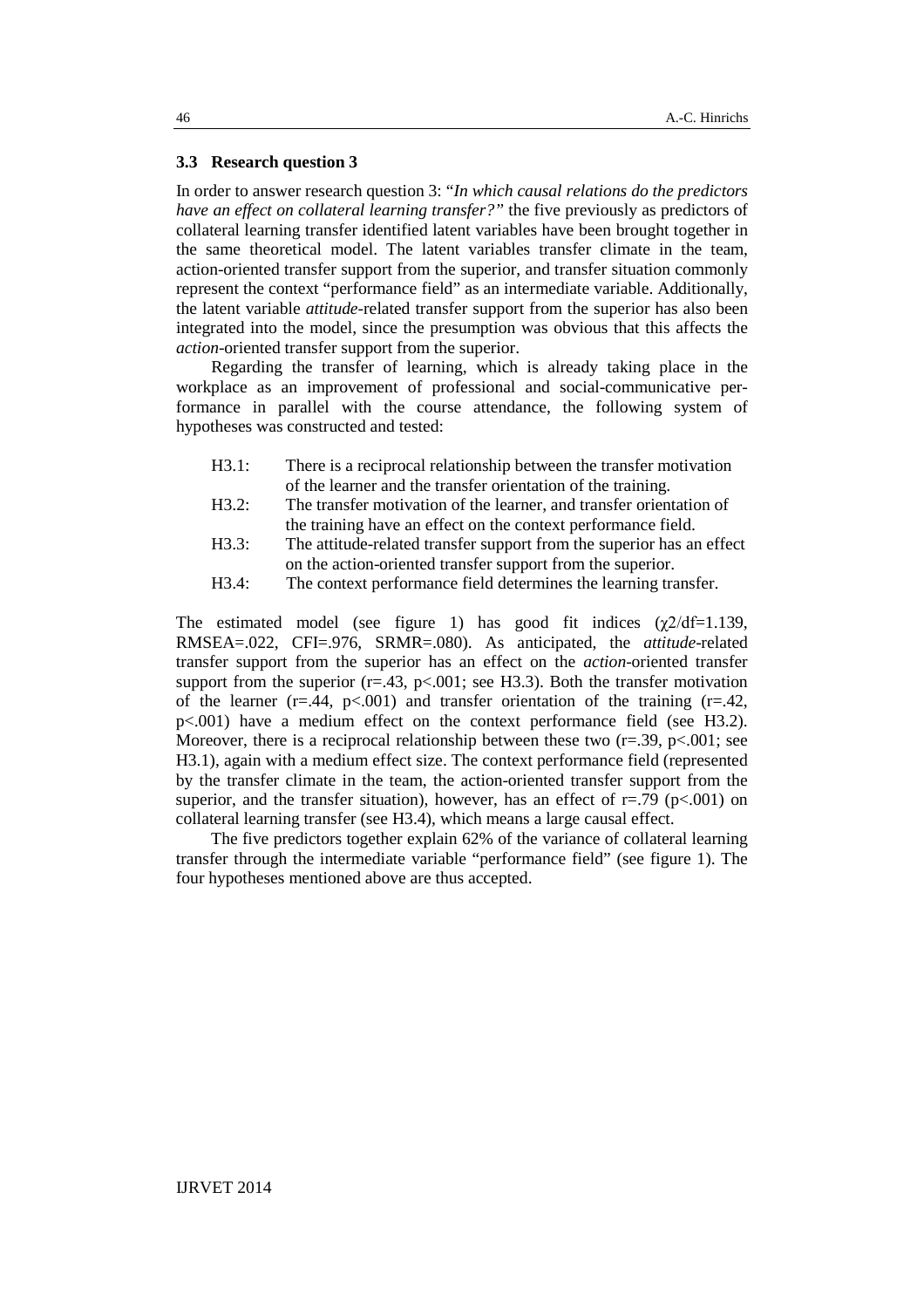### 3.3 Research question 3

In order to answer research question 3: "*In which causal relations do the predictors have an effect on collateral learning transfer?"* the five previously as predictors of collateral learning transfer identified latent variables have been brought together in the same theoretical model. The latent variables transfer climate in the team, action-oriented transfer support from the superior, and transfer situation commonly represent the context "performance field" as an intermediate variable. Additionally, the latent variable *attitude*-related transfer support from the superior has also been integrated into the model, since the presumption was obvious that this affects the *action*-oriented transfer support from the superior.

Regarding the transfer of learning, which is already taking place in the workplace as an improvement of professional and social-communicative performance in parallel with the course attendance, the following system of hypotheses was constructed and tested:

- H3.1: There is a reciprocal relationship between the transfer motivation of the learner and the transfer orientation of the training.
- H3.2: The transfer motivation of the learner, and transfer orientation of the training have an effect on the context performance field.
- H3.3: The attitude-related transfer support from the superior has an effect on the action-oriented transfer support from the superior.
- H3.4: The context performance field determines the learning transfer.

The estimated model (see figure 1) has good fit indices ($\chi 2/df=1.139$, RMSEA=.022, CFI=.976, SRMR=.080). As anticipated, the *attitude*-related transfer support from the superior has an effect on the *action*-oriented transfer support from the superior ($r=.43$, $p<.001$; see H3.3). Both the transfer motivation of the learner ($r=.44$, $p<.001$) and transfer orientation of the training ($r=.42$, $p<.001$) have a medium effect on the context performance field (see H3.2). Moreover, there is a reciprocal relationship between these two ($r=.39$, $p<.001$; see H3.1), again with a medium effect size. The context performance field (represented by the transfer climate in the team, the action-oriented transfer support from the superior, and the transfer situation), however, has an effect of $r=.79$ ($p<.001$) on collateral learning transfer (see H3.4), which means a large causal effect.

The five predictors together explain 62% of the variance of collateral learning transfer through the intermediate variable "performance field" (see figure 1). The four hypotheses mentioned above are thus accepted.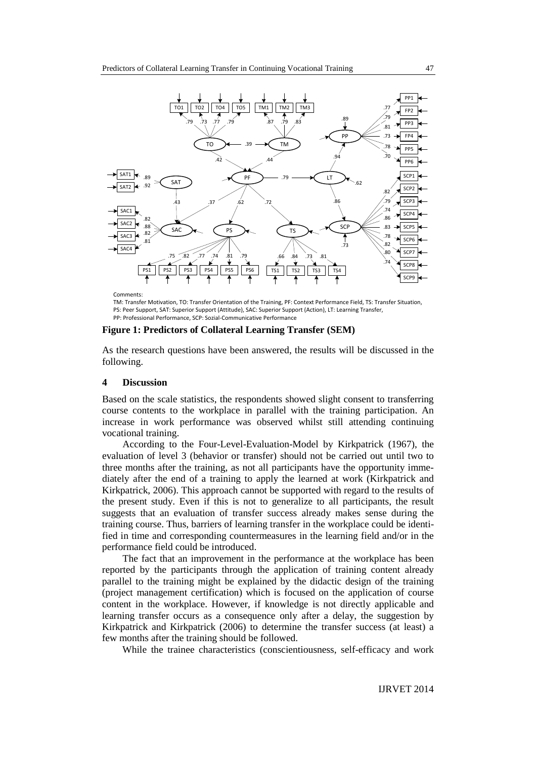TO1 TO2 TO4 TO5 TM1 TM2 TM3

.79 .73 .77 .79 .87 .79 .83

TO .39 TM

.42 .44

PP1 FP2 PP3 FP4 PP5 PP6

.89

PP

.77 .79 .81 .73 .78 .70

.94

SAT1 SAT2

.89 .92

SAT

PF .79 LT .62

SCP1 SCP2 SCP3 SCP4 SCP5 SCP6 SCP7 SCP8 SCP9

.82 .79 .74 .86 .83 .78 .82 .80 .74

.43 .37 .62 .72 .86

SAC1 SAC2 SAC3 SAC4

.82 .88 .82 .81

SAC PS TS SCP

.73

.75 .82 .77 .74 .81 .79 .66 .84 .73 .81

PS1 PS2 PS3 PS4 PS5 PS6 TS1 TS2 TS3 TS4

Comments:

TM: Transfer Motivation, TO: Transfer Orientation of the Training, PF: Context Performance Field, TS: Transfer Situation, PS: Peer Support, SAT: Superior Support (Attitude), SAC: Superior Support (Action), LT: Learning Transfer, PP: Professional Performance, SCP: Sozial-Communicative Performance

**Figure 1: Predictors of Collateral Learning Transfer (SEM)**

As the research questions have been answered, the results will be discussed in the following.

## 4 Discussion

Based on the scale statistics, the respondents showed slight consent to transferring course contents to the workplace in parallel with the training participation. An increase in work performance was observed whilst still attending continuing vocational training.

According to the Four-Level-Evaluation-Model by Kirkpatrick (1967), the evaluation of level 3 (behavior or transfer) should not be carried out until two to three months after the training, as not all participants have the opportunity immediately after the end of a training to apply the learned at work (Kirkpatrick and Kirkpatrick, 2006). This approach cannot be supported with regard to the results of the present study. Even if this is not to generalize to all participants, the result suggests that an evaluation of transfer success already makes sense during the training course. Thus, barriers of learning transfer in the workplace could be identified in time and corresponding countermeasures in the learning field and/or in the performance field could be introduced.

The fact that an improvement in the performance at the workplace has been reported by the participants through the application of training content already parallel to the training might be explained by the didactic design of the training (project management certification) which is focused on the application of course content in the workplace. However, if knowledge is not directly applicable and learning transfer occurs as a consequence only after a delay, the suggestion by Kirkpatrick and Kirkpatrick (2006) to determine the transfer success (at least) a few months after the training should be followed.

While the trainee characteristics (conscientiousness, self-efficacy and work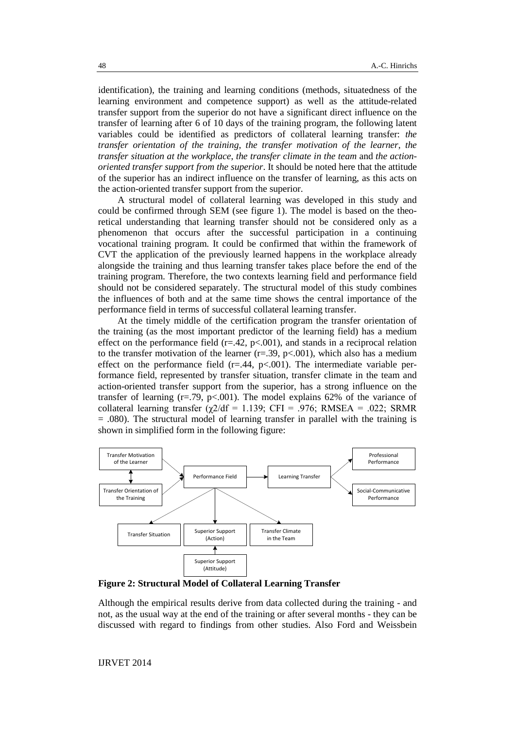identification), the training and learning conditions (methods, situatedness of the learning environment and competence support) as well as the attitude-related transfer support from the superior do not have a significant direct influence on the transfer of learning after 6 of 10 days of the training program, the following latent variables could be identified as predictors of collateral learning transfer: *the transfer orientation of the training*, *the transfer motivation of the learner*, *the transfer situation at the workplace*, *the transfer climate in the team* and *the action-oriented transfer support from the superior*. It should be noted here that the attitude of the superior has an indirect influence on the transfer of learning, as this acts on the action-oriented transfer support from the superior.

A structural model of collateral learning was developed in this study and could be confirmed through SEM (see figure 1). The model is based on the theoretical understanding that learning transfer should not be considered only as a phenomenon that occurs after the successful participation in a continuing vocational training program. It could be confirmed that within the framework of CVT the application of the previously learned happens in the workplace already alongside the training and thus learning transfer takes place before the end of the training program. Therefore, the two contexts learning field and performance field should not be considered separately. The structural model of this study combines the influences of both and at the same time shows the central importance of the performance field in terms of successful collateral learning transfer.

At the timely middle of the certification program the transfer orientation of the training (as the most important predictor of the learning field) has a medium effect on the performance field ($r=.42$, $p<.001$), and stands in a reciprocal relation to the transfer motivation of the learner ($r=.39$, $p<.001$), which also has a medium effect on the performance field ($r=.44$, $p<.001$). The intermediate variable performance field, represented by transfer situation, transfer climate in the team and action-oriented transfer support from the superior, has a strong influence on the transfer of learning ($r=.79$, $p<.001$). The model explains 62% of the variance of collateral learning transfer ($\chi 2/df = 1.139$; CFI = .976; RMSEA = .022; SRMR = .080). The structural model of learning transfer in parallel with the training is shown in simplified form in the following figure:

Transfer Motivation of the Learner

Transfer Orientation of the Training

Performance Field

Learning Transfer

Professional Performance

Social-Communicative Performance

Transfer Situation

Superior Support (Action)

Transfer Climate in the Team

Superior Support (Attitude)

**Figure 2: Structural Model of Collateral Learning Transfer**

Although the empirical results derive from data collected during the training - and not, as the usual way at the end of the training or after several months - they can be discussed with regard to findings from other studies. Also Ford and Weissbein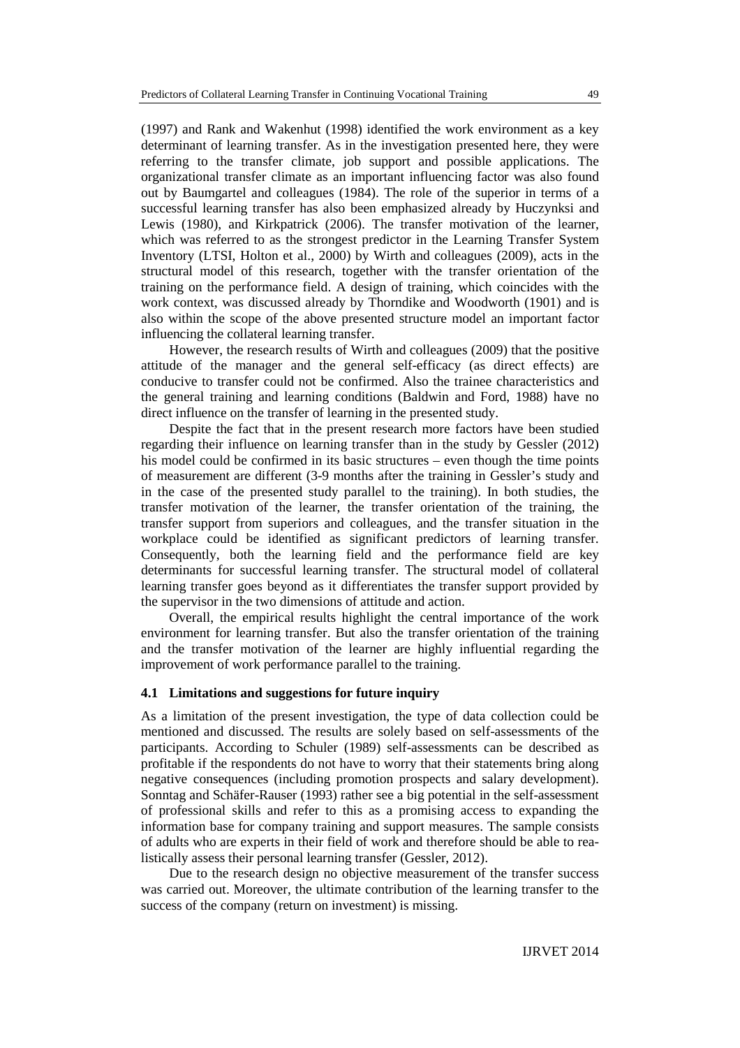(1997) and Rank and Wakenhut (1998) identified the work environment as a key determinant of learning transfer. As in the investigation presented here, they were referring to the transfer climate, job support and possible applications. The organizational transfer climate as an important influencing factor was also found out by Baumgartel and colleagues (1984). The role of the superior in terms of a successful learning transfer has also been emphasized already by Huczynksi and Lewis (1980), and Kirkpatrick (2006). The transfer motivation of the learner, which was referred to as the strongest predictor in the Learning Transfer System Inventory (LTSI, Holton et al., 2000) by Wirth and colleagues (2009), acts in the structural model of this research, together with the transfer orientation of the training on the performance field. A design of training, which coincides with the work context, was discussed already by Thorndike and Woodworth (1901) and is also within the scope of the above presented structure model an important factor influencing the collateral learning transfer.

However, the research results of Wirth and colleagues (2009) that the positive attitude of the manager and the general self-efficacy (as direct effects) are conducive to transfer could not be confirmed. Also the trainee characteristics and the general training and learning conditions (Baldwin and Ford, 1988) have no direct influence on the transfer of learning in the presented study.

Despite the fact that in the present research more factors have been studied regarding their influence on learning transfer than in the study by Gessler (2012) his model could be confirmed in its basic structures – even though the time points of measurement are different (3-9 months after the training in Gessler's study and in the case of the presented study parallel to the training). In both studies, the transfer motivation of the learner, the transfer orientation of the training, the transfer support from superiors and colleagues, and the transfer situation in the workplace could be identified as significant predictors of learning transfer. Consequently, both the learning field and the performance field are key determinants for successful learning transfer. The structural model of collateral learning transfer goes beyond as it differentiates the transfer support provided by the supervisor in the two dimensions of attitude and action.

Overall, the empirical results highlight the central importance of the work environment for learning transfer. But also the transfer orientation of the training and the transfer motivation of the learner are highly influential regarding the improvement of work performance parallel to the training.

### 4.1 Limitations and suggestions for future inquiry

As a limitation of the present investigation, the type of data collection could be mentioned and discussed. The results are solely based on self-assessments of the participants. According to Schuler (1989) self-assessments can be described as profitable if the respondents do not have to worry that their statements bring along negative consequences (including promotion prospects and salary development). Sonntag and Schäfer-Rauser (1993) rather see a big potential in the self-assessment of professional skills and refer to this as a promising access to expanding the information base for company training and support measures. The sample consists of adults who are experts in their field of work and therefore should be able to realistically assess their personal learning transfer (Gessler, 2012).

Due to the research design no objective measurement of the transfer success was carried out. Moreover, the ultimate contribution of the learning transfer to the success of the company (return on investment) is missing.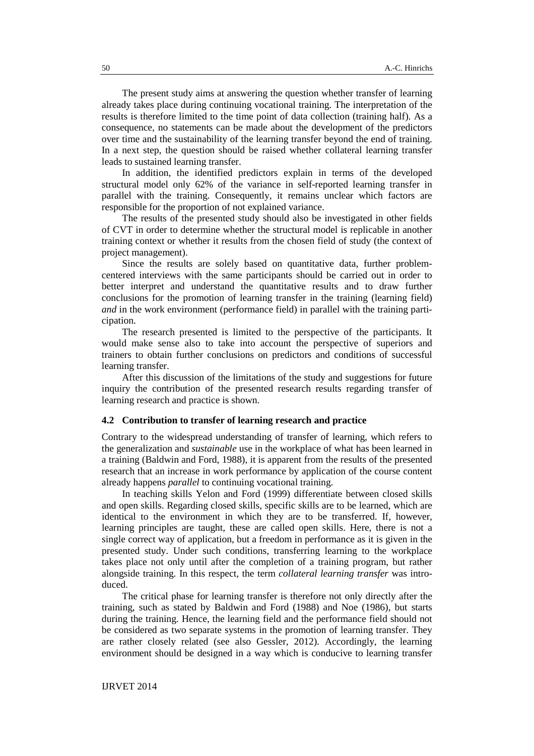The present study aims at answering the question whether transfer of learning already takes place during continuing vocational training. The interpretation of the results is therefore limited to the time point of data collection (training half). As a consequence, no statements can be made about the development of the predictors over time and the sustainability of the learning transfer beyond the end of training. In a next step, the question should be raised whether collateral learning transfer leads to sustained learning transfer.

In addition, the identified predictors explain in terms of the developed structural model only 62% of the variance in self-reported learning transfer in parallel with the training. Consequently, it remains unclear which factors are responsible for the proportion of not explained variance.

The results of the presented study should also be investigated in other fields of CVT in order to determine whether the structural model is replicable in another training context or whether it results from the chosen field of study (the context of project management).

Since the results are solely based on quantitative data, further problem-centered interviews with the same participants should be carried out in order to better interpret and understand the quantitative results and to draw further conclusions for the promotion of learning transfer in the training (learning field) *and* in the work environment (performance field) in parallel with the training participation.

The research presented is limited to the perspective of the participants. It would make sense also to take into account the perspective of superiors and trainers to obtain further conclusions on predictors and conditions of successful learning transfer.

After this discussion of the limitations of the study and suggestions for future inquiry the contribution of the presented research results regarding transfer of learning research and practice is shown.

### 4.2 Contribution to transfer of learning research and practice

Contrary to the widespread understanding of transfer of learning, which refers to the generalization and *sustainable* use in the workplace of what has been learned in a training (Baldwin and Ford, 1988), it is apparent from the results of the presented research that an increase in work performance by application of the course content already happens *parallel* to continuing vocational training.

In teaching skills Yelon and Ford (1999) differentiate between closed skills and open skills. Regarding closed skills, specific skills are to be learned, which are identical to the environment in which they are to be transferred. If, however, learning principles are taught, these are called open skills. Here, there is not a single correct way of application, but a freedom in performance as it is given in the presented study. Under such conditions, transferring learning to the workplace takes place not only until after the completion of a training program, but rather alongside training. In this respect, the term *collateral learning transfer* was introduced.

The critical phase for learning transfer is therefore not only directly after the training, such as stated by Baldwin and Ford (1988) and Noe (1986), but starts during the training. Hence, the learning field and the performance field should not be considered as two separate systems in the promotion of learning transfer. They are rather closely related (see also Gessler, 2012). Accordingly, the learning environment should be designed in a way which is conducive to learning transfer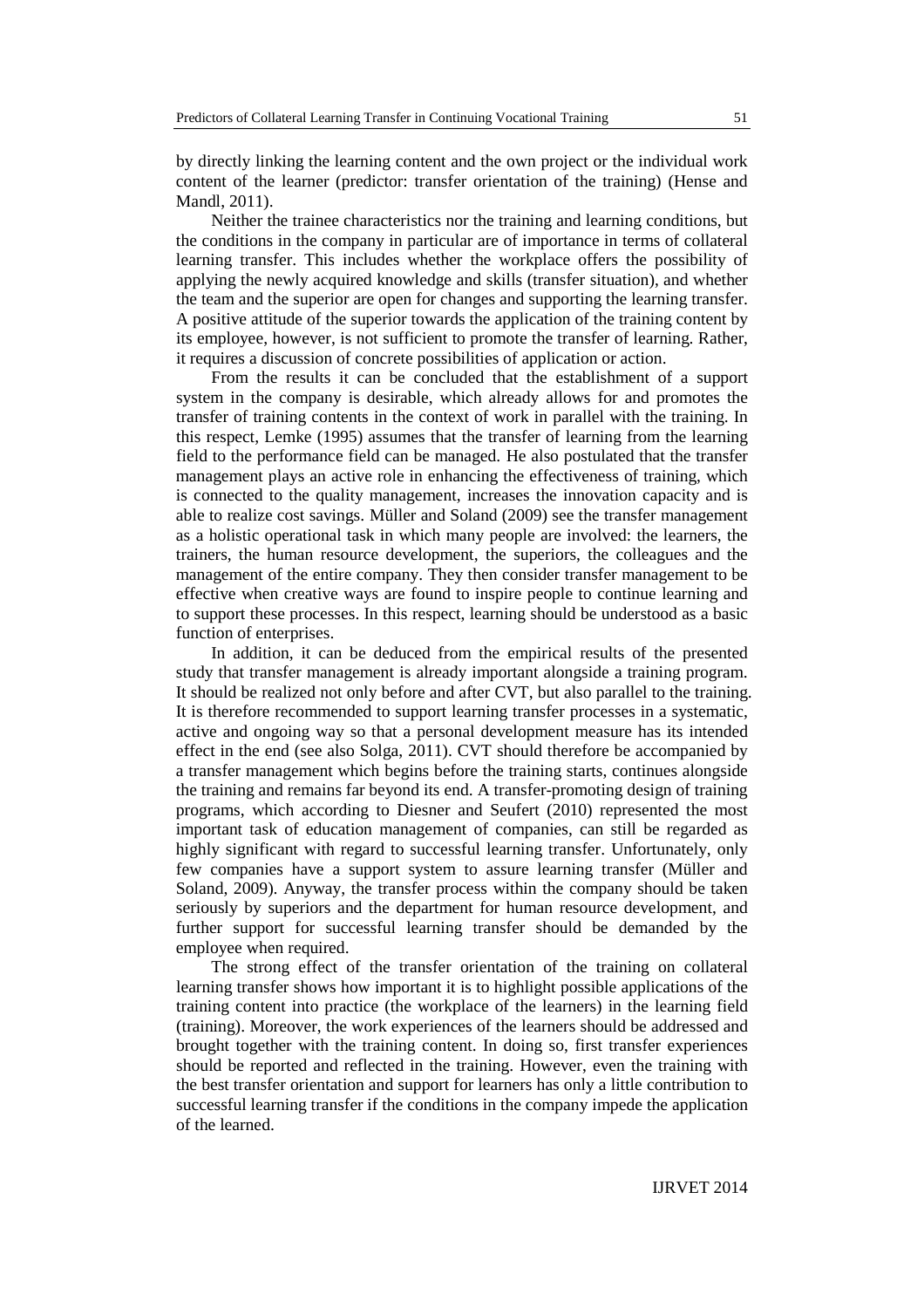by directly linking the learning content and the own project or the individual work content of the learner (predictor: transfer orientation of the training) (Hense and Mandl, 2011).

Neither the trainee characteristics nor the training and learning conditions, but the conditions in the company in particular are of importance in terms of collateral learning transfer. This includes whether the workplace offers the possibility of applying the newly acquired knowledge and skills (transfer situation), and whether the team and the superior are open for changes and supporting the learning transfer. A positive attitude of the superior towards the application of the training content by its employee, however, is not sufficient to promote the transfer of learning. Rather, it requires a discussion of concrete possibilities of application or action.

From the results it can be concluded that the establishment of a support system in the company is desirable, which already allows for and promotes the transfer of training contents in the context of work in parallel with the training. In this respect, Lemke (1995) assumes that the transfer of learning from the learning field to the performance field can be managed. He also postulated that the transfer management plays an active role in enhancing the effectiveness of training, which is connected to the quality management, increases the innovation capacity and is able to realize cost savings. Müller and Soland (2009) see the transfer management as a holistic operational task in which many people are involved: the learners, the trainers, the human resource development, the superiors, the colleagues and the management of the entire company. They then consider transfer management to be effective when creative ways are found to inspire people to continue learning and to support these processes. In this respect, learning should be understood as a basic function of enterprises.

In addition, it can be deduced from the empirical results of the presented study that transfer management is already important alongside a training program. It should be realized not only before and after CVT, but also parallel to the training. It is therefore recommended to support learning transfer processes in a systematic, active and ongoing way so that a personal development measure has its intended effect in the end (see also Solga, 2011). CVT should therefore be accompanied by a transfer management which begins before the training starts, continues alongside the training and remains far beyond its end. A transfer-promoting design of training programs, which according to Diesner and Seufert (2010) represented the most important task of education management of companies, can still be regarded as highly significant with regard to successful learning transfer. Unfortunately, only few companies have a support system to assure learning transfer (Müller and Soland, 2009). Anyway, the transfer process within the company should be taken seriously by superiors and the department for human resource development, and further support for successful learning transfer should be demanded by the employee when required.

The strong effect of the transfer orientation of the training on collateral learning transfer shows how important it is to highlight possible applications of the training content into practice (the workplace of the learners) in the learning field (training). Moreover, the work experiences of the learners should be addressed and brought together with the training content. In doing so, first transfer experiences should be reported and reflected in the training. However, even the training with the best transfer orientation and support for learners has only a little contribution to successful learning transfer if the conditions in the company impede the application of the learned.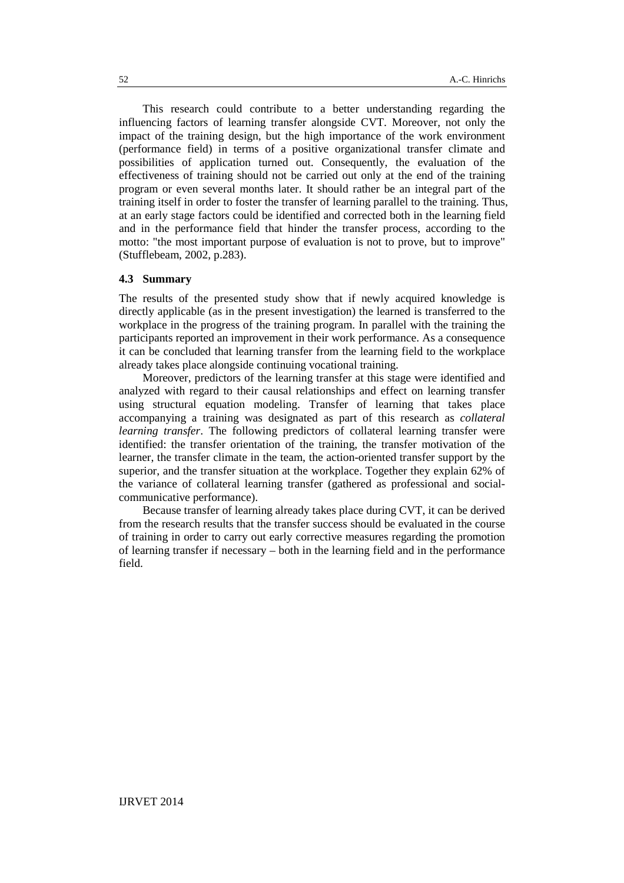This research could contribute to a better understanding regarding the influencing factors of learning transfer alongside CVT. Moreover, not only the impact of the training design, but the high importance of the work environment (performance field) in terms of a positive organizational transfer climate and possibilities of application turned out. Consequently, the evaluation of the effectiveness of training should not be carried out only at the end of the training program or even several months later. It should rather be an integral part of the training itself in order to foster the transfer of learning parallel to the training. Thus, at an early stage factors could be identified and corrected both in the learning field and in the performance field that hinder the transfer process, according to the motto: "the most important purpose of evaluation is not to prove, but to improve" (Stufflebeam, 2002, p.283).

### 4.3 Summary

The results of the presented study show that if newly acquired knowledge is directly applicable (as in the present investigation) the learned is transferred to the workplace in the progress of the training program. In parallel with the training the participants reported an improvement in their work performance. As a consequence it can be concluded that learning transfer from the learning field to the workplace already takes place alongside continuing vocational training.

Moreover, predictors of the learning transfer at this stage were identified and analyzed with regard to their causal relationships and effect on learning transfer using structural equation modeling. Transfer of learning that takes place accompanying a training was designated as part of this research as *collateral learning transfer*. The following predictors of collateral learning transfer were identified: the transfer orientation of the training, the transfer motivation of the learner, the transfer climate in the team, the action-oriented transfer support by the superior, and the transfer situation at the workplace. Together they explain 62% of the variance of collateral learning transfer (gathered as professional and social-communicative performance).

Because transfer of learning already takes place during CVT, it can be derived from the research results that the transfer success should be evaluated in the course of training in order to carry out early corrective measures regarding the promotion of learning transfer if necessary – both in the learning field and in the performance field.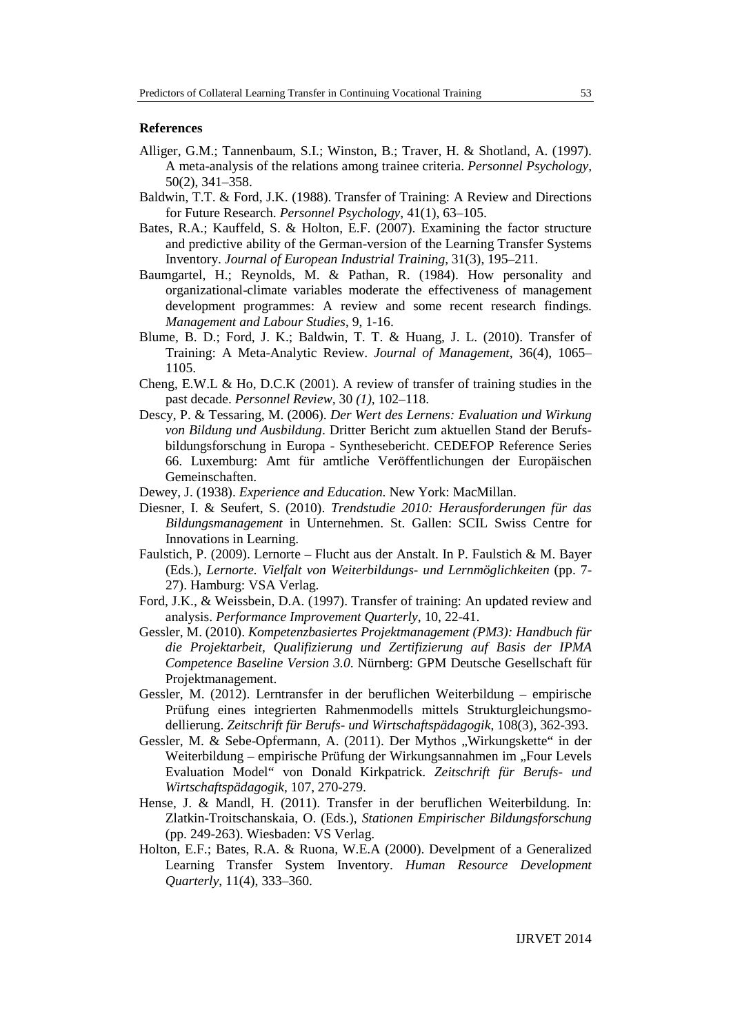**References**

Alliger, G.M.; Tannenbaum, S.I.; Winston, B.; Traver, H. & Shotland, A. (1997). A meta-analysis of the relations among trainee criteria. *Personnel Psychology*, 50(2), 341–358.

Baldwin, T.T. & Ford, J.K. (1988). Transfer of Training: A Review and Directions for Future Research. *Personnel Psychology*, 41(1), 63–105.

Bates, R.A.; Kauffeld, S. & Holton, E.F. (2007). Examining the factor structure and predictive ability of the German-version of the Learning Transfer Systems Inventory. *Journal of European Industrial Training*, 31(3), 195–211.

Baumgartel, H.; Reynolds, M. & Pathan, R. (1984). How personality and organizational-climate variables moderate the effectiveness of management development programmes: A review and some recent research findings. *Management and Labour Studies*, 9, 1-16.

Blume, B. D.; Ford, J. K.; Baldwin, T. T. & Huang, J. L. (2010). Transfer of Training: A Meta-Analytic Review. *Journal of Management*, 36(4), 1065–1105.

Cheng, E.W.L & Ho, D.C.K (2001). A review of transfer of training studies in the past decade. *Personnel Review*, 30 *(1)*, 102–118.

Descy, P. & Tessaring, M. (2006). *Der Wert des Lernens: Evaluation und Wirkung von Bildung und Ausbildung*. Dritter Bericht zum aktuellen Stand der Berufsbildungsforschung in Europa - Synthesebericht. CEDEFOP Reference Series 66. Luxemburg: Amt für amtliche Veröffentlichungen der Europäischen Gemeinschaften.

Dewey, J. (1938). *Experience and Education*. New York: MacMillan.

Diesner, I. & Seufert, S. (2010). *Trendstudie 2010: Herausforderungen für das Bildungsmanagement* in Unternehmen. St. Gallen: SCIL Swiss Centre for Innovations in Learning.

Faulstich, P. (2009). Lernorte – Flucht aus der Anstalt. In P. Faulstich & M. Bayer (Eds.), *Lernorte. Vielfalt von Weiterbildungs- und Lernmöglichkeiten* (pp. 7-27). Hamburg: VSA Verlag.

Ford, J.K., & Weissbein, D.A. (1997). Transfer of training: An updated review and analysis. *Performance Improvement Quarterly*, 10, 22-41.

Gessler, M. (2010). *Kompetenzbasiertes Projektmanagement (PM3): Handbuch für die Projektarbeit, Qualifizierung und Zertifizierung auf Basis der IPMA Competence Baseline Version 3.0*. Nürnberg: GPM Deutsche Gesellschaft für Projektmanagement.

Gessler, M. (2012). Lerntransfer in der beruflichen Weiterbildung – empirische Prüfung eines integrierten Rahmenmodells mittels Strukturgleichungsmodellierung. *Zeitschrift für Berufs- und Wirtschaftspädagogik*, 108(3), 362-393.

Gessler, M. & Sebe-Opfermann, A. (2011). Der Mythos „Wirkungskette" in der Weiterbildung – empirische Prüfung der Wirkungsannahmen im „Four Levels Evaluation Model" von Donald Kirkpatrick. *Zeitschrift für Berufs- und Wirtschaftspädagogik*, 107, 270-279.

Hense, J. & Mandl, H. (2011). Transfer in der beruflichen Weiterbildung. In: Zlatkin-Troitschanskaia, O. (Eds.), *Stationen Empirischer Bildungsforschung* (pp. 249-263). Wiesbaden: VS Verlag.

Holton, E.F.; Bates, R.A. & Ruona, W.E.A (2000). Develpment of a Generalized Learning Transfer System Inventory. *Human Resource Development Quarterly*, 11(4), 333–360.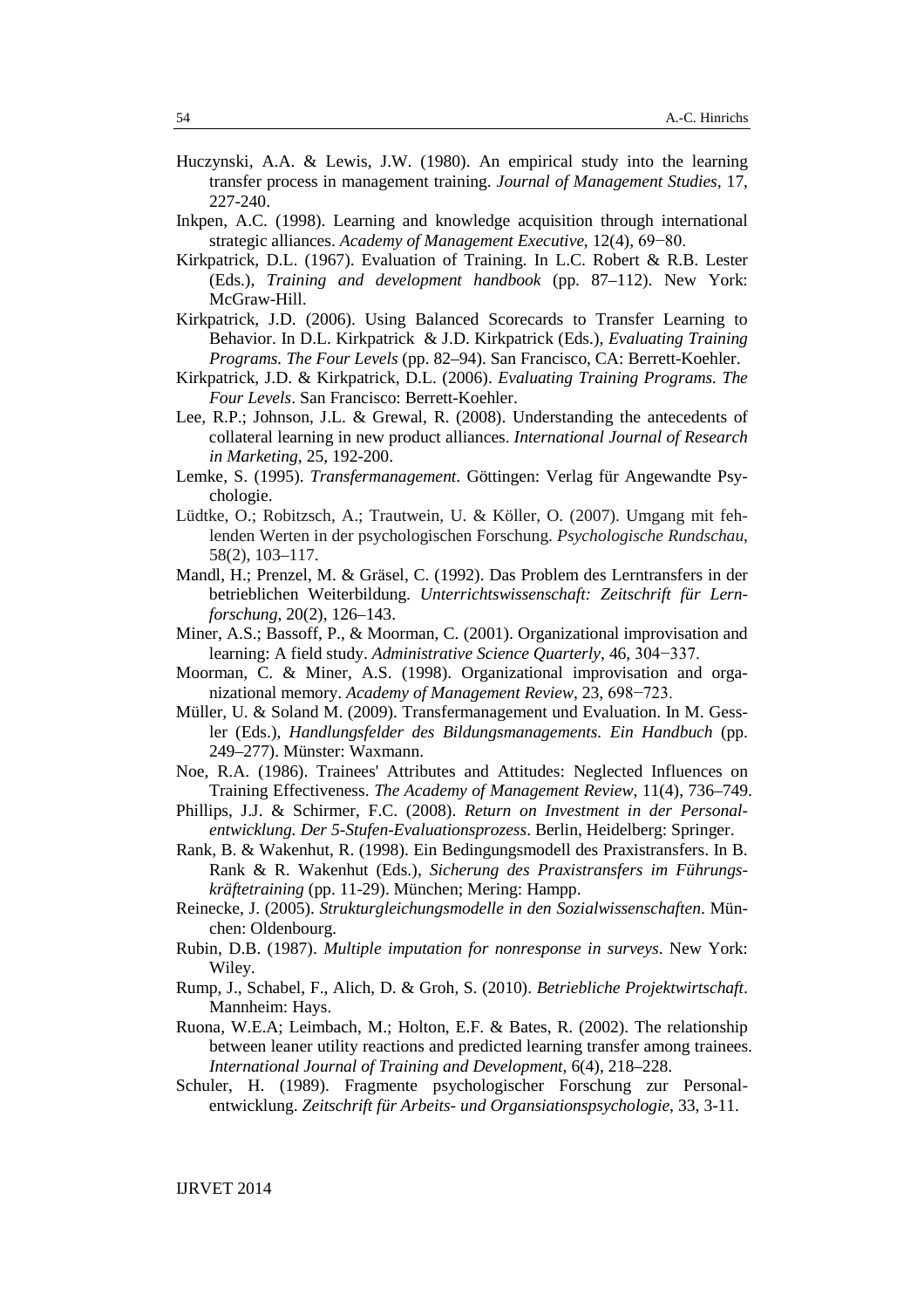Huczynski, A.A. & Lewis, J.W. (1980). An empirical study into the learning transfer process in management training. *Journal of Management Studies*, 17, 227-240.

Inkpen, A.C. (1998). Learning and knowledge acquisition through international strategic alliances. *Academy of Management Executive*, 12(4), 69−80.

Kirkpatrick, D.L. (1967). Evaluation of Training. In L.C. Robert & R.B. Lester (Eds.), *Training and development handbook* (pp. 87–112). New York: McGraw-Hill.

Kirkpatrick, J.D. (2006). Using Balanced Scorecards to Transfer Learning to Behavior. In D.L. Kirkpatrick & J.D. Kirkpatrick (Eds.), *Evaluating Training Programs. The Four Levels* (pp. 82–94). San Francisco, CA: Berrett-Koehler.

Kirkpatrick, J.D. & Kirkpatrick, D.L. (2006). *Evaluating Training Programs. The Four Levels*. San Francisco: Berrett-Koehler.

Lee, R.P.; Johnson, J.L. & Grewal, R. (2008). Understanding the antecedents of collateral learning in new product alliances. *International Journal of Research in Marketing*, 25, 192-200.

Lemke, S. (1995). *Transfermanagement*. Göttingen: Verlag für Angewandte Psychologie.

Lüdtke, O.; Robitzsch, A.; Trautwein, U. & Köller, O. (2007). Umgang mit fehlenden Werten in der psychologischen Forschung. *Psychologische Rundschau*, 58(2), 103–117.

Mandl, H.; Prenzel, M. & Gräsel, C. (1992). Das Problem des Lerntransfers in der betrieblichen Weiterbildung. *Unterrichtswissenschaft: Zeitschrift für Lernforschung*, 20(2), 126–143.

Miner, A.S.; Bassoff, P., & Moorman, C. (2001). Organizational improvisation and learning: A field study. *Administrative Science Quarterly*, 46, 304−337.

Moorman, C. & Miner, A.S. (1998). Organizational improvisation and organizational memory. *Academy of Management Review*, 23, 698−723.

Müller, U. & Soland M. (2009). Transfermanagement und Evaluation. In M. Gessler (Eds.), *Handlungsfelder des Bildungsmanagements. Ein Handbuch* (pp. 249–277). Münster: Waxmann.

Noe, R.A. (1986). Trainees' Attributes and Attitudes: Neglected Influences on Training Effectiveness. *The Academy of Management Review*, 11(4), 736–749.

Phillips, J.J. & Schirmer, F.C. (2008). *Return on Investment in der Personalentwicklung. Der 5-Stufen-Evaluationsprozess*. Berlin, Heidelberg: Springer.

Rank, B. & Wakenhut, R. (1998). Ein Bedingungsmodell des Praxistransfers. In B. Rank & R. Wakenhut (Eds.), *Sicherung des Praxistransfers im Führungskräftetraining* (pp. 11-29). München; Mering: Hampp.

Reinecke, J. (2005). *Strukturgleichungsmodelle in den Sozialwissenschaften*. München: Oldenbourg.

Rubin, D.B. (1987). *Multiple imputation for nonresponse in surveys*. New York: Wiley.

Rump, J., Schabel, F., Alich, D. & Groh, S. (2010). *Betriebliche Projektwirtschaft*. Mannheim: Hays.

Ruona, W.E.A; Leimbach, M.; Holton, E.F. & Bates, R. (2002). The relationship between leaner utility reactions and predicted learning transfer among trainees. *International Journal of Training and Development*, 6(4), 218–228.

Schuler, H. (1989). Fragmente psychologischer Forschung zur Personalentwicklung. *Zeitschrift für Arbeits- und Organsiationspsychologie*, 33, 3-11.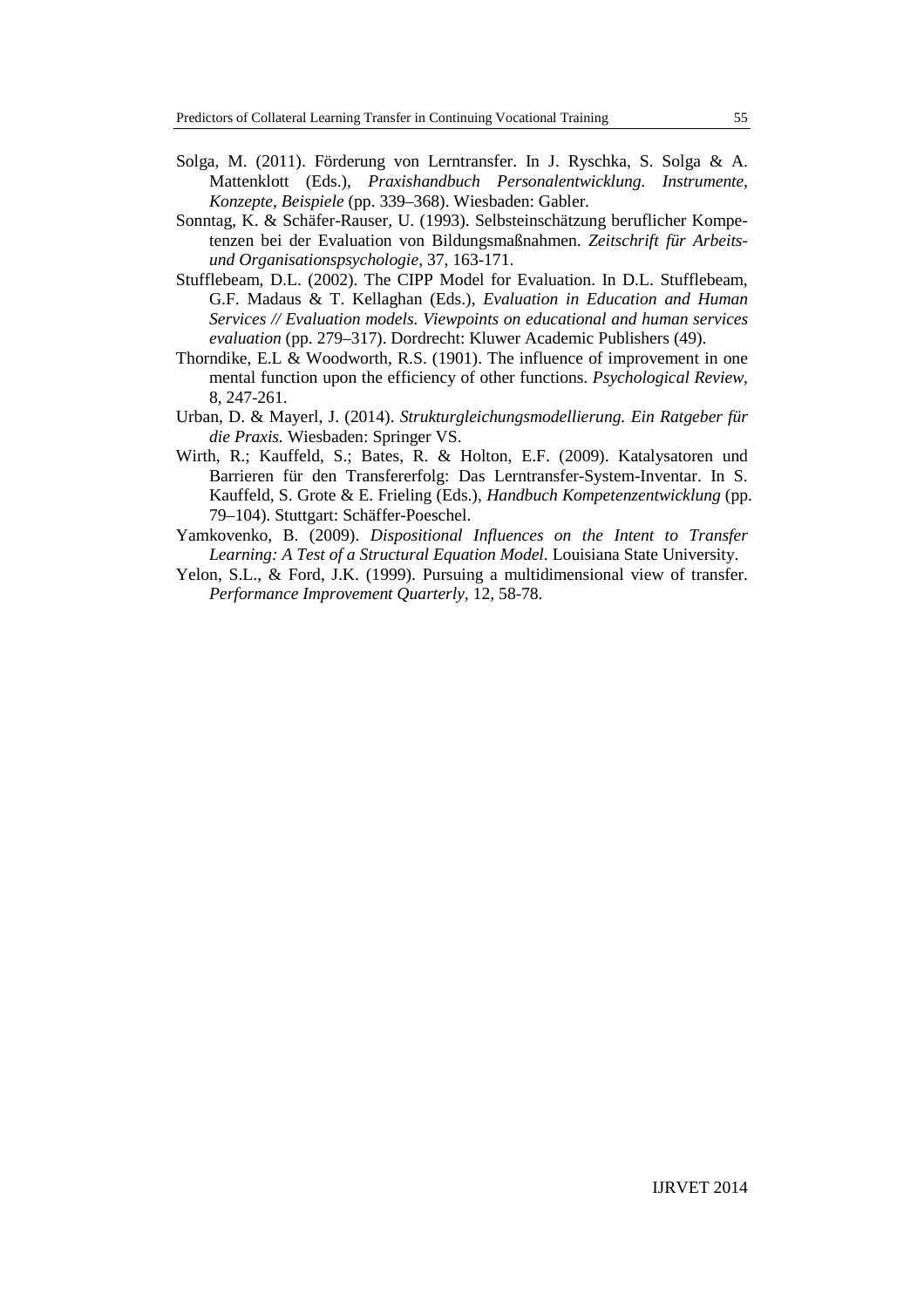Solga, M. (2011). Förderung von Lerntransfer. In J. Ryschka, S. Solga & A. Mattenklott (Eds.), *Praxishandbuch Personalentwicklung. Instrumente, Konzepte, Beispiele* (pp. 339–368). Wiesbaden: Gabler.

Sonntag, K. & Schäfer-Rauser, U. (1993). Selbsteinschätzung beruflicher Kompetenzen bei der Evaluation von Bildungsmaßnahmen. *Zeitschrift für Arbeits- und Organisationspsychologie*, 37, 163-171.

Stufflebeam, D.L. (2002). The CIPP Model for Evaluation. In D.L. Stufflebeam, G.F. Madaus & T. Kellaghan (Eds.), *Evaluation in Education and Human Services // Evaluation models. Viewpoints on educational and human services evaluation* (pp. 279–317). Dordrecht: Kluwer Academic Publishers (49).

Thorndike, E.L & Woodworth, R.S. (1901). The influence of improvement in one mental function upon the efficiency of other functions. *Psychological Review*, 8, 247-261.

Urban, D. & Mayerl, J. (2014). *Strukturgleichungsmodellierung. Ein Ratgeber für die Praxis*. Wiesbaden: Springer VS.

Wirth, R.; Kauffeld, S.; Bates, R. & Holton, E.F. (2009). Katalysatoren und Barrieren für den Transfererfolg: Das Lerntransfer-System-Inventar. In S. Kauffeld, S. Grote & E. Frieling (Eds.), *Handbuch Kompetenzentwicklung* (pp. 79–104). Stuttgart: Schäffer-Poeschel.

Yamkovenko, B. (2009). *Dispositional Influences on the Intent to Transfer Learning: A Test of a Structural Equation Model*. Louisiana State University.

Yelon, S.L., & Ford, J.K. (1999). Pursuing a multidimensional view of transfer. *Performance Improvement Quarterly*, 12, 58-78.